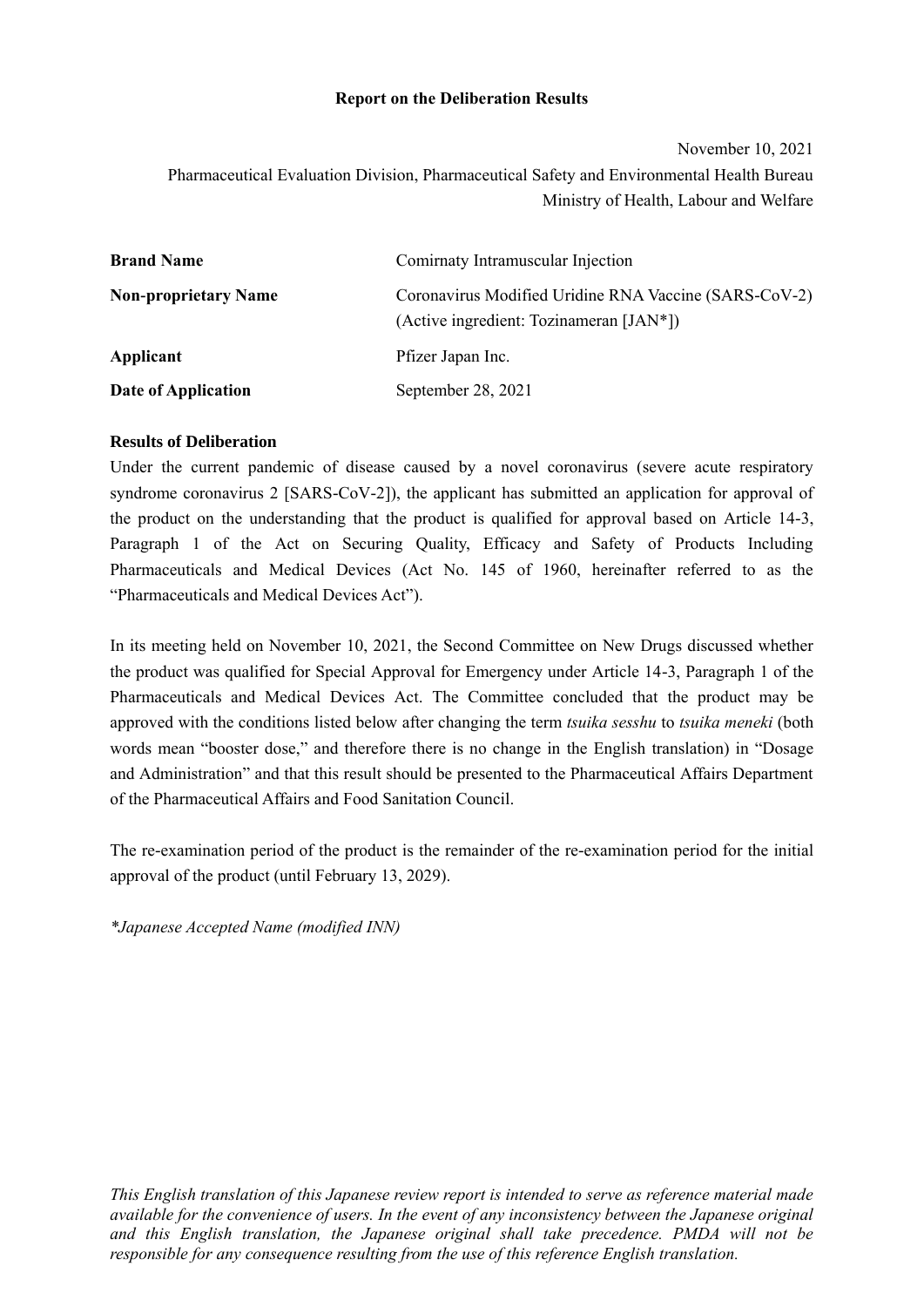# Report on the Deliberation Results

November 10, 2021

Pharmaceutical Evaluation Division, Pharmaceutical Safety and Environmental Health Bureau

Ministry of Health, Labour and Welfare

| | |
|---|---|
| **Brand Name** | Comirnaty Intramuscular Injection |
| **Non-proprietary Name** | Coronavirus Modified Uridine RNA Vaccine (SARS-CoV-2) (Active ingredient: Tozinameran [JAN*]) |
| **Applicant** | Pfizer Japan Inc. |
| **Date of Application** | September 28, 2021 |

**Results of Deliberation**

Under the current pandemic of disease caused by a novel coronavirus (severe acute respiratory syndrome coronavirus 2 [SARS-CoV-2]), the applicant has submitted an application for approval of the product on the understanding that the product is qualified for approval based on Article 14-3, Paragraph 1 of the Act on Securing Quality, Efficacy and Safety of Products Including Pharmaceuticals and Medical Devices (Act No. 145 of 1960, hereinafter referred to as the "Pharmaceuticals and Medical Devices Act").

In its meeting held on November 10, 2021, the Second Committee on New Drugs discussed whether the product was qualified for Special Approval for Emergency under Article 14-3, Paragraph 1 of the Pharmaceuticals and Medical Devices Act. The Committee concluded that the product may be approved with the conditions listed below after changing the term *tsuika sesshu* to *tsuika meneki* (both words mean "booster dose," and therefore there is no change in the English translation) in "Dosage and Administration" and that this result should be presented to the Pharmaceutical Affairs Department of the Pharmaceutical Affairs and Food Sanitation Council.

The re-examination period of the product is the remainder of the re-examination period for the initial approval of the product (until February 13, 2029).

*\*Japanese Accepted Name (modified INN)*

*This English translation of this Japanese review report is intended to serve as reference material made available for the convenience of users. In the event of any inconsistency between the Japanese original and this English translation, the Japanese original shall take precedence. PMDA will not be responsible for any consequence resulting from the use of this reference English translation.*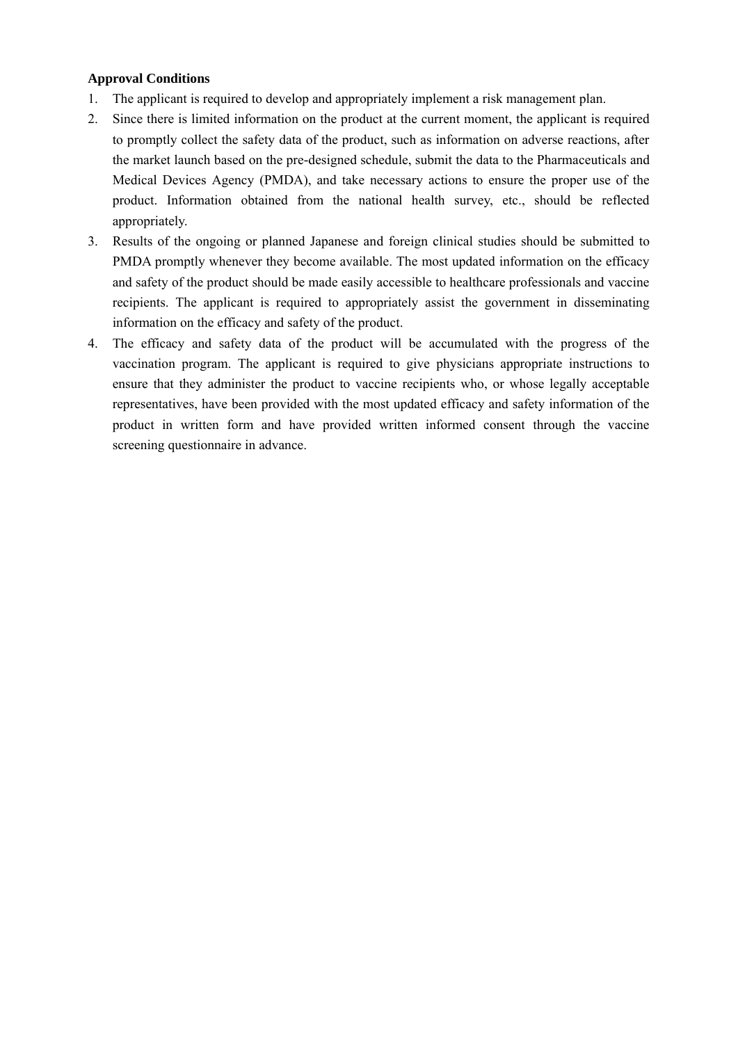**Approval Conditions**

1. The applicant is required to develop and appropriately implement a risk management plan.
2. Since there is limited information on the product at the current moment, the applicant is required to promptly collect the safety data of the product, such as information on adverse reactions, after the market launch based on the pre-designed schedule, submit the data to the Pharmaceuticals and Medical Devices Agency (PMDA), and take necessary actions to ensure the proper use of the product. Information obtained from the national health survey, etc., should be reflected appropriately.
3. Results of the ongoing or planned Japanese and foreign clinical studies should be submitted to PMDA promptly whenever they become available. The most updated information on the efficacy and safety of the product should be made easily accessible to healthcare professionals and vaccine recipients. The applicant is required to appropriately assist the government in disseminating information on the efficacy and safety of the product.
4. The efficacy and safety data of the product will be accumulated with the progress of the vaccination program. The applicant is required to give physicians appropriate instructions to ensure that they administer the product to vaccine recipients who, or whose legally acceptable representatives, have been provided with the most updated efficacy and safety information of the product in written form and have provided written informed consent through the vaccine screening questionnaire in advance.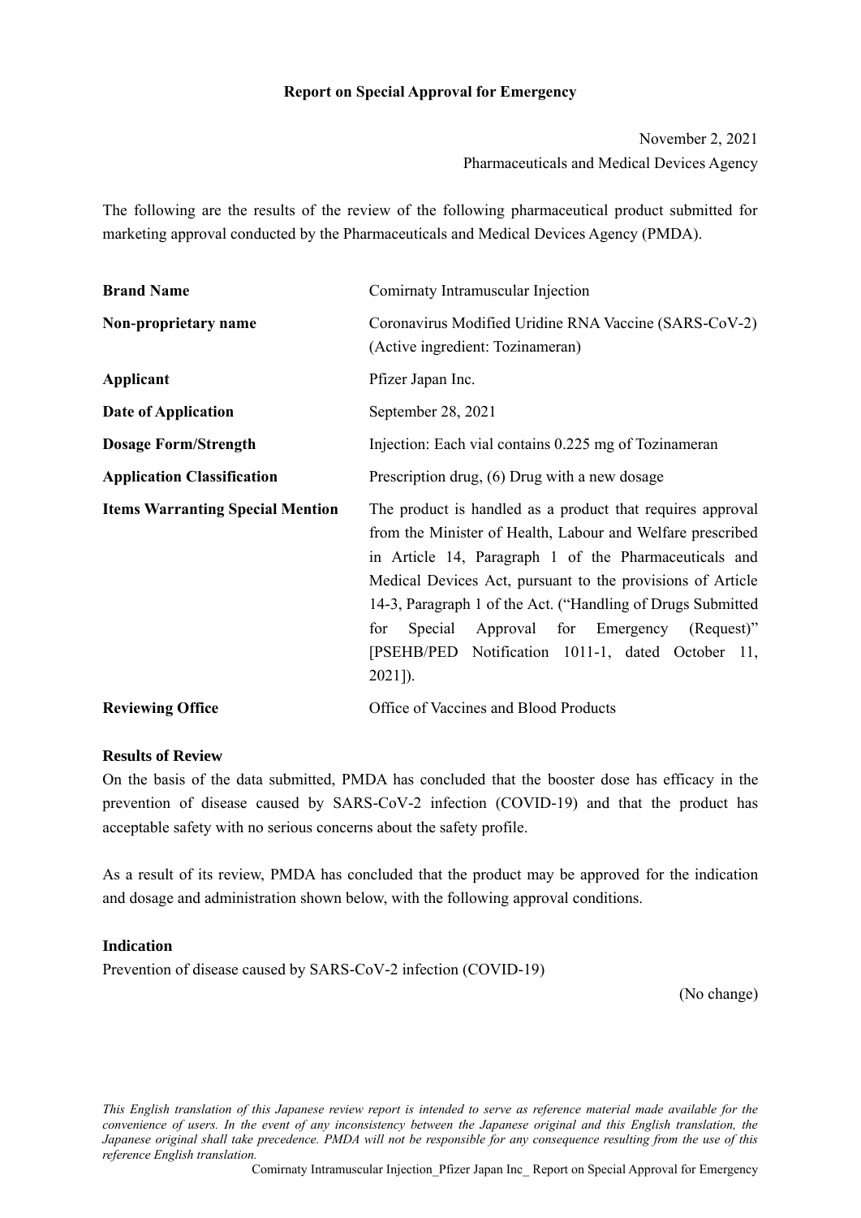**Report on Special Approval for Emergency**

November 2, 2021

Pharmaceuticals and Medical Devices Agency

The following are the results of the review of the following pharmaceutical product submitted for marketing approval conducted by the Pharmaceuticals and Medical Devices Agency (PMDA).

| | |
|---|---|
| **Brand Name** | Comirnaty Intramuscular Injection |
| **Non-proprietary name** | Coronavirus Modified Uridine RNA Vaccine (SARS-CoV-2) (Active ingredient: Tozinameran) |
| **Applicant** | Pfizer Japan Inc. |
| **Date of Application** | September 28, 2021 |
| **Dosage Form/Strength** | Injection: Each vial contains 0.225 mg of Tozinameran |
| **Application Classification** | Prescription drug, (6) Drug with a new dosage |
| **Items Warranting Special Mention** | The product is handled as a product that requires approval from the Minister of Health, Labour and Welfare prescribed in Article 14, Paragraph 1 of the Pharmaceuticals and Medical Devices Act, pursuant to the provisions of Article 14-3, Paragraph 1 of the Act. ("Handling of Drugs Submitted for Special Approval for Emergency (Request)" [PSEHB/PED Notification 1011-1, dated October 11, 2021]). |
| **Reviewing Office** | Office of Vaccines and Blood Products |

**Results of Review**

On the basis of the data submitted, PMDA has concluded that the booster dose has efficacy in the prevention of disease caused by SARS-CoV-2 infection (COVID-19) and that the product has acceptable safety with no serious concerns about the safety profile.

As a result of its review, PMDA has concluded that the product may be approved for the indication and dosage and administration shown below, with the following approval conditions.

**Indication**

Prevention of disease caused by SARS-CoV-2 infection (COVID-19)

(No change)

*This English translation of this Japanese review report is intended to serve as reference material made available for the convenience of users. In the event of any inconsistency between the Japanese original and this English translation, the Japanese original shall take precedence. PMDA will not be responsible for any consequence resulting from the use of this reference English translation.*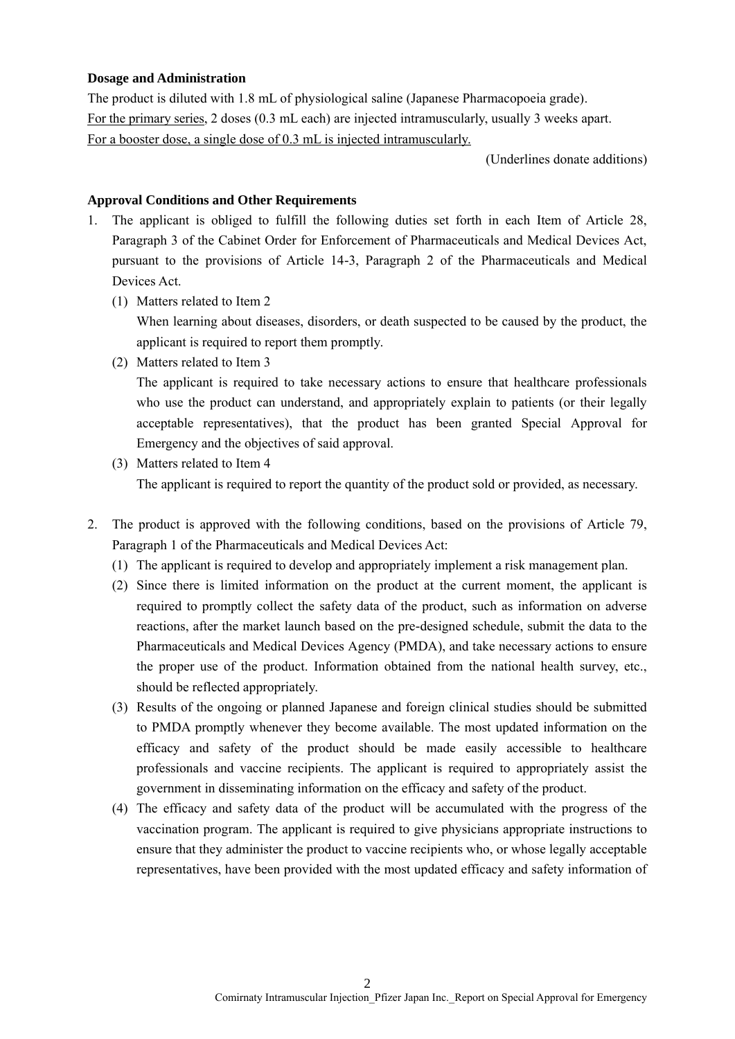**Dosage and Administration**

The product is diluted with 1.8 mL of physiological saline (Japanese Pharmacopoeia grade).
<u>For the primary series,</u> 2 doses (0.3 mL each) are injected intramuscularly, usually 3 weeks apart.
<u>For a booster dose, a single dose of 0.3 mL is injected intramuscularly.</u>

(Underlines donate additions)

**Approval Conditions and Other Requirements**

1. The applicant is obliged to fulfill the following duties set forth in each Item of Article 28, Paragraph 3 of the Cabinet Order for Enforcement of Pharmaceuticals and Medical Devices Act, pursuant to the provisions of Article 14-3, Paragraph 2 of the Pharmaceuticals and Medical Devices Act.
   (1) Matters related to Item 2
   When learning about diseases, disorders, or death suspected to be caused by the product, the applicant is required to report them promptly.
   (2) Matters related to Item 3
   The applicant is required to take necessary actions to ensure that healthcare professionals who use the product can understand, and appropriately explain to patients (or their legally acceptable representatives), that the product has been granted Special Approval for Emergency and the objectives of said approval.
   (3) Matters related to Item 4
   The applicant is required to report the quantity of the product sold or provided, as necessary.

2. The product is approved with the following conditions, based on the provisions of Article 79, Paragraph 1 of the Pharmaceuticals and Medical Devices Act:
   (1) The applicant is required to develop and appropriately implement a risk management plan.
   (2) Since there is limited information on the product at the current moment, the applicant is required to promptly collect the safety data of the product, such as information on adverse reactions, after the market launch based on the pre-designed schedule, submit the data to the Pharmaceuticals and Medical Devices Agency (PMDA), and take necessary actions to ensure the proper use of the product. Information obtained from the national health survey, etc., should be reflected appropriately.
   (3) Results of the ongoing or planned Japanese and foreign clinical studies should be submitted to PMDA promptly whenever they become available. The most updated information on the efficacy and safety of the product should be made easily accessible to healthcare professionals and vaccine recipients. The applicant is required to appropriately assist the government in disseminating information on the efficacy and safety of the product.
   (4) The efficacy and safety data of the product will be accumulated with the progress of the vaccination program. The applicant is required to give physicians appropriate instructions to ensure that they administer the product to vaccine recipients who, or whose legally acceptable representatives, have been provided with the most updated efficacy and safety information of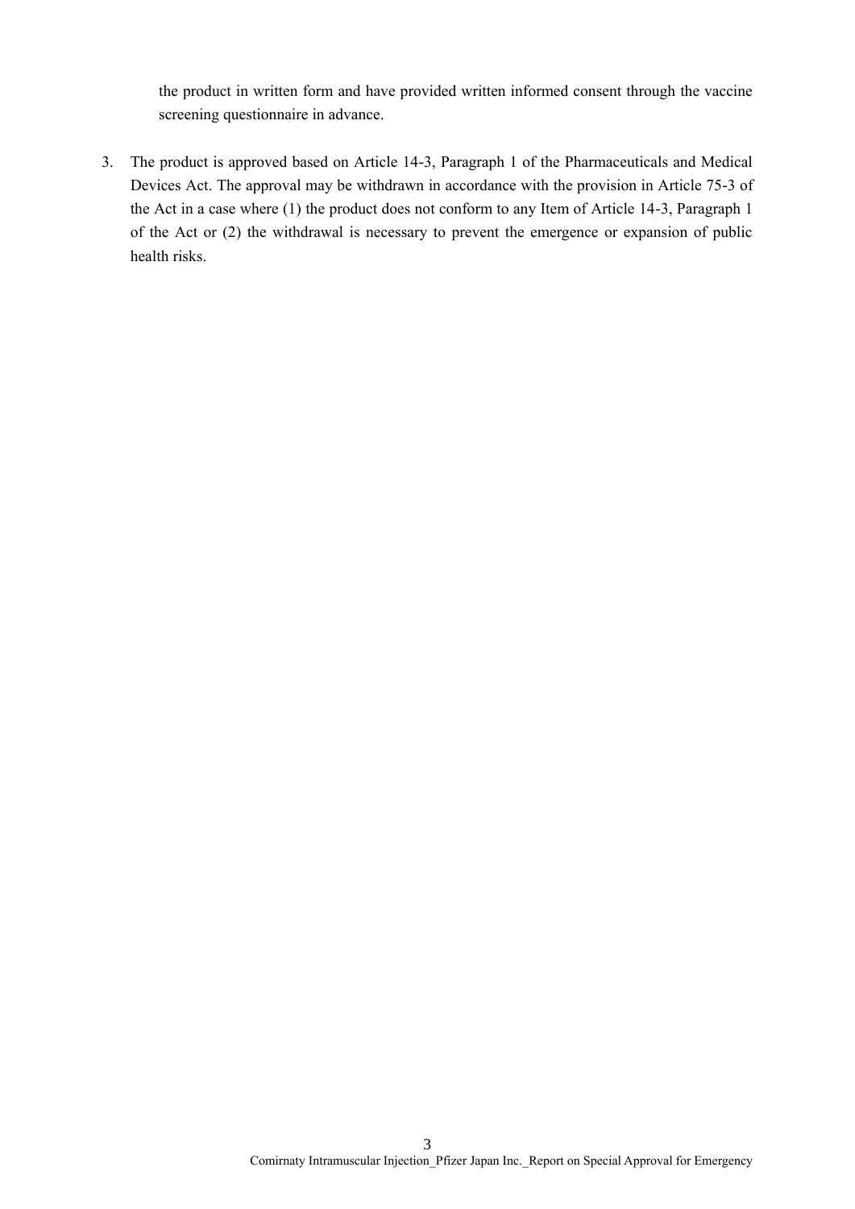the product in written form and have provided written informed consent through the vaccine screening questionnaire in advance.

3. The product is approved based on Article 14-3, Paragraph 1 of the Pharmaceuticals and Medical Devices Act. The approval may be withdrawn in accordance with the provision in Article 75-3 of the Act in a case where (1) the product does not conform to any Item of Article 14-3, Paragraph 1 of the Act or (2) the withdrawal is necessary to prevent the emergence or expansion of public health risks.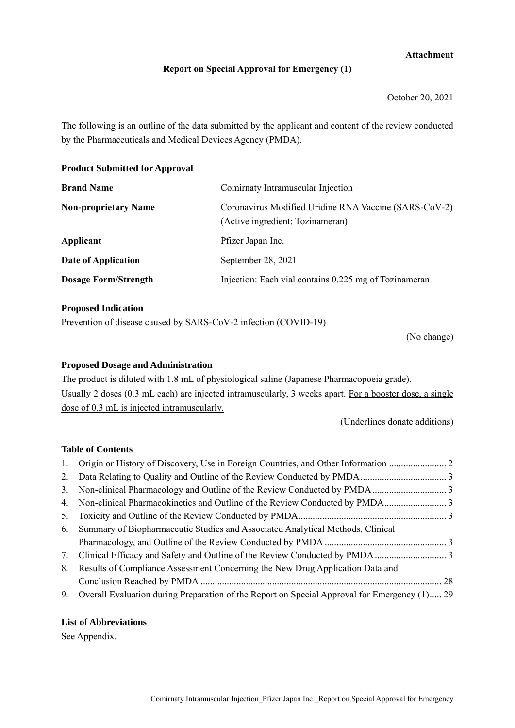**Attachment**

**Report on Special Approval for Emergency (1)**

October 20, 2021

The following is an outline of the data submitted by the applicant and content of the review conducted by the Pharmaceuticals and Medical Devices Agency (PMDA).

**Product Submitted for Approval**

| | |
|---|---|
| **Brand Name** | Comirnaty Intramuscular Injection |
| **Non-proprietary Name** | Coronavirus Modified Uridine RNA Vaccine (SARS-CoV-2) (Active ingredient: Tozinameran) |
| **Applicant** | Pfizer Japan Inc. |
| **Date of Application** | September 28, 2021 |
| **Dosage Form/Strength** | Injection: Each vial contains 0.225 mg of Tozinameran |

**Proposed Indication**

Prevention of disease caused by SARS-CoV-2 infection (COVID-19)

(No change)

**Proposed Dosage and Administration**

The product is diluted with 1.8 mL of physiological saline (Japanese Pharmacopoeia grade).
Usually 2 doses (0.3 mL each) are injected intramuscularly, 3 weeks apart. <u>For a booster dose, a single dose of 0.3 mL is injected intramuscularly.</u>

(Underlines donate additions)

**Table of Contents**

1. Origin or History of Discovery, Use in Foreign Countries, and Other Information ........................ 2
2. Data Relating to Quality and Outline of the Review Conducted by PMDA ................................... 3
3. Non-clinical Pharmacology and Outline of the Review Conducted by PMDA .............................. 3
4. Non-clinical Pharmacokinetics and Outline of the Review Conducted by PMDA .......................... 3
5. Toxicity and Outline of the Review Conducted by PMDA ............................................................. 3
6. Summary of Biopharmaceutic Studies and Associated Analytical Methods, Clinical Pharmacology, and Outline of the Review Conducted by PMDA .................................................. 3
7. Clinical Efficacy and Safety and Outline of the Review Conducted by PMDA ............................. 3
8. Results of Compliance Assessment Concerning the New Drug Application Data and Conclusion Reached by PMDA ................................................................................................... 28
9. Overall Evaluation during Preparation of the Report on Special Approval for Emergency (1)..... 29

**List of Abbreviations**

See Appendix.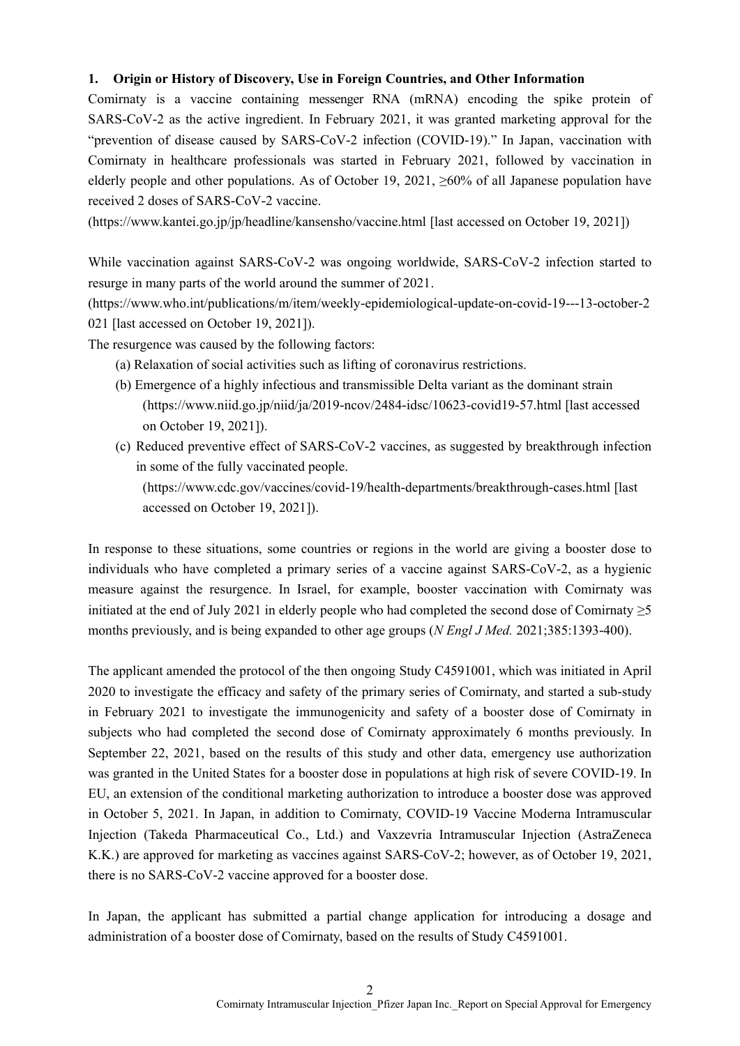## 1. Origin or History of Discovery, Use in Foreign Countries, and Other Information

Comirnaty is a vaccine containing messenger RNA (mRNA) encoding the spike protein of SARS-CoV-2 as the active ingredient. In February 2021, it was granted marketing approval for the "prevention of disease caused by SARS-CoV-2 infection (COVID-19)." In Japan, vaccination with Comirnaty in healthcare professionals was started in February 2021, followed by vaccination in elderly people and other populations. As of October 19, 2021, ≥60% of all Japanese population have received 2 doses of SARS-CoV-2 vaccine.

(https://www.kantei.go.jp/jp/headline/kansensho/vaccine.html [last accessed on October 19, 2021])

While vaccination against SARS-CoV-2 was ongoing worldwide, SARS-CoV-2 infection started to resurge in many parts of the world around the summer of 2021.

(https://www.who.int/publications/m/item/weekly-epidemiological-update-on-covid-19---13-october-2021 [last accessed on October 19, 2021]).

The resurgence was caused by the following factors:

(a) Relaxation of social activities such as lifting of coronavirus restrictions.

(b) Emergence of a highly infectious and transmissible Delta variant as the dominant strain (https://www.niid.go.jp/niid/ja/2019-ncov/2484-idsc/10623-covid19-57.html [last accessed on October 19, 2021]).

(c) Reduced preventive effect of SARS-CoV-2 vaccines, as suggested by breakthrough infection in some of the fully vaccinated people. (https://www.cdc.gov/vaccines/covid-19/health-departments/breakthrough-cases.html [last accessed on October 19, 2021]).

In response to these situations, some countries or regions in the world are giving a booster dose to individuals who have completed a primary series of a vaccine against SARS-CoV-2, as a hygienic measure against the resurgence. In Israel, for example, booster vaccination with Comirnaty was initiated at the end of July 2021 in elderly people who had completed the second dose of Comirnaty ≥5 months previously, and is being expanded to other age groups (*N Engl J Med.* 2021;385:1393-400).

The applicant amended the protocol of the then ongoing Study C4591001, which was initiated in April 2020 to investigate the efficacy and safety of the primary series of Comirnaty, and started a sub-study in February 2021 to investigate the immunogenicity and safety of a booster dose of Comirnaty in subjects who had completed the second dose of Comirnaty approximately 6 months previously. In September 22, 2021, based on the results of this study and other data, emergency use authorization was granted in the United States for a booster dose in populations at high risk of severe COVID-19. In EU, an extension of the conditional marketing authorization to introduce a booster dose was approved in October 5, 2021. In Japan, in addition to Comirnaty, COVID-19 Vaccine Moderna Intramuscular Injection (Takeda Pharmaceutical Co., Ltd.) and Vaxzevria Intramuscular Injection (AstraZeneca K.K.) are approved for marketing as vaccines against SARS-CoV-2; however, as of October 19, 2021, there is no SARS-CoV-2 vaccine approved for a booster dose.

In Japan, the applicant has submitted a partial change application for introducing a dosage and administration of a booster dose of Comirnaty, based on the results of Study C4591001.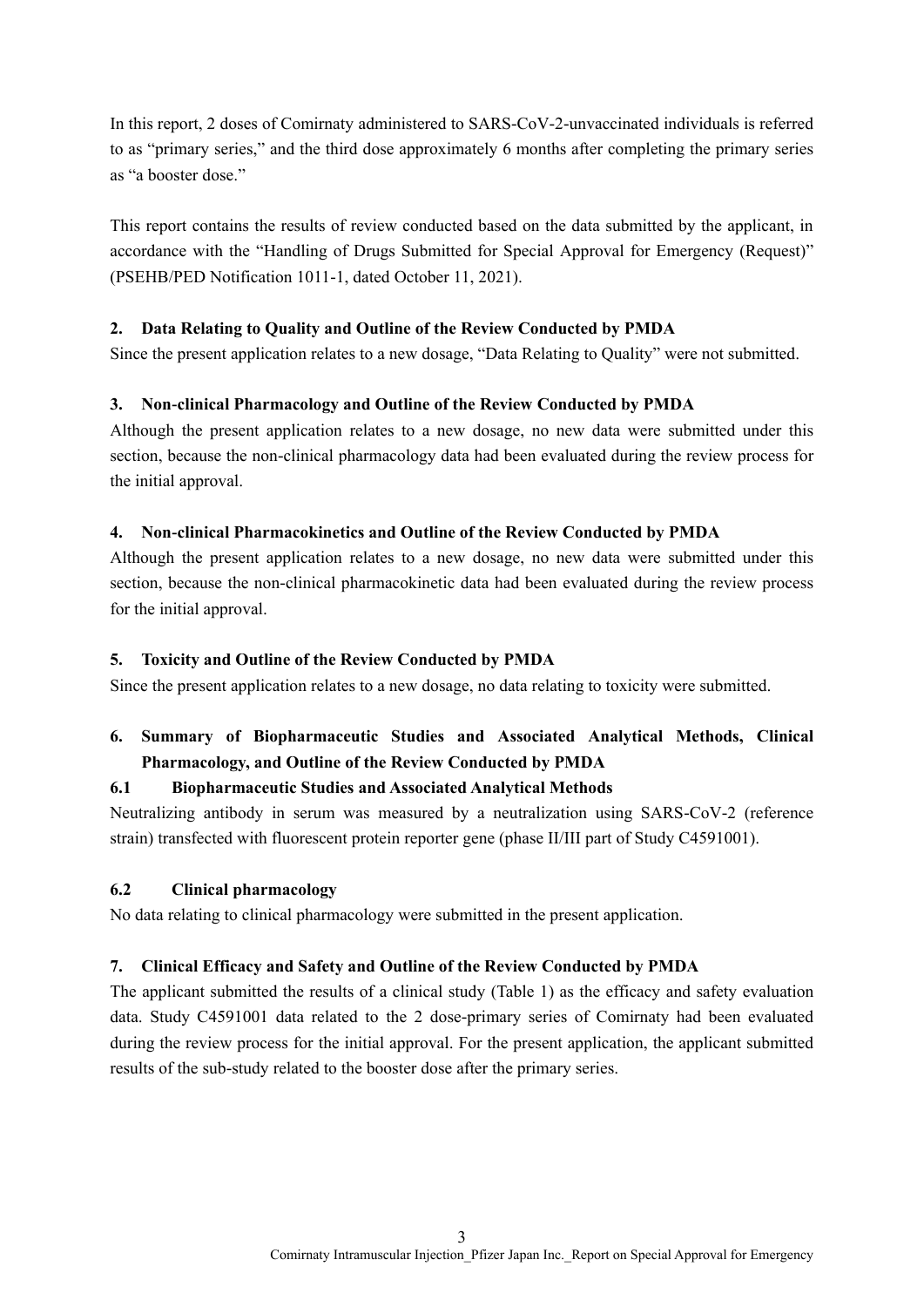In this report, 2 doses of Comirnaty administered to SARS-CoV-2-unvaccinated individuals is referred to as "primary series," and the third dose approximately 6 months after completing the primary series as "a booster dose."

This report contains the results of review conducted based on the data submitted by the applicant, in accordance with the "Handling of Drugs Submitted for Special Approval for Emergency (Request)" (PSEHB/PED Notification 1011-1, dated October 11, 2021).

## 2. Data Relating to Quality and Outline of the Review Conducted by PMDA

Since the present application relates to a new dosage, "Data Relating to Quality" were not submitted.

## 3. Non-clinical Pharmacology and Outline of the Review Conducted by PMDA

Although the present application relates to a new dosage, no new data were submitted under this section, because the non-clinical pharmacology data had been evaluated during the review process for the initial approval.

## 4. Non-clinical Pharmacokinetics and Outline of the Review Conducted by PMDA

Although the present application relates to a new dosage, no new data were submitted under this section, because the non-clinical pharmacokinetic data had been evaluated during the review process for the initial approval.

## 5. Toxicity and Outline of the Review Conducted by PMDA

Since the present application relates to a new dosage, no data relating to toxicity were submitted.

## 6. Summary of Biopharmaceutic Studies and Associated Analytical Methods, Clinical Pharmacology, and Outline of the Review Conducted by PMDA

### 6.1 Biopharmaceutic Studies and Associated Analytical Methods

Neutralizing antibody in serum was measured by a neutralization using SARS-CoV-2 (reference strain) transfected with fluorescent protein reporter gene (phase II/III part of Study C4591001).

### 6.2 Clinical pharmacology

No data relating to clinical pharmacology were submitted in the present application.

## 7. Clinical Efficacy and Safety and Outline of the Review Conducted by PMDA

The applicant submitted the results of a clinical study (Table 1) as the efficacy and safety evaluation data. Study C4591001 data related to the 2 dose-primary series of Comirnaty had been evaluated during the review process for the initial approval. For the present application, the applicant submitted results of the sub-study related to the booster dose after the primary series.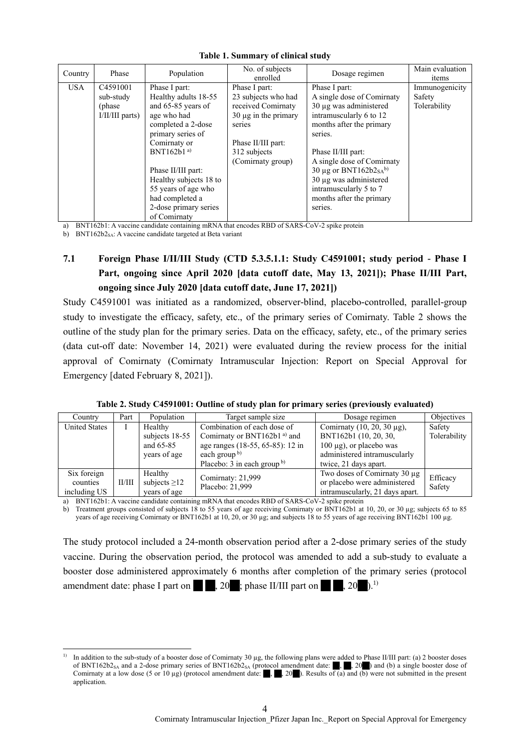**Table 1. Summary of clinical study**

| Country | Phase | Population | No. of subjects enrolled | Dosage regimen | Main evaluation items |
|---|---|---|---|---|---|
| USA | C4591001 sub-study (phase I/II/III parts) | Phase I part: Healthy adults 18-55 and 65-85 years of age who had completed a 2-dose primary series of Comirnaty or BNT162b1 [a)] <br><br> Phase II/III part: Healthy subjects 18 to 55 years of age who had completed a 2-dose primary series of Comirnaty | Phase I part: 23 subjects who had received Comirnaty 30 μg in the primary series <br><br> Phase II/III part: 312 subjects (Comirnaty group) | Phase I part: A single dose of Comirnaty 30 μg was administered intramuscularly 6 to 12 months after the primary series. <br><br> Phase II/III part: A single dose of Comirnaty 30 μg or $BNT162b2_{SA}$ [b)] 30 μg was administered intramuscularly 5 to 7 months after the primary series. | Immunogenicity Safety Tolerability |

a) BNT162b1: A vaccine candidate containing mRNA that encodes RBD of SARS-CoV-2 spike protein
b) $BNT162b2_{SA}$: A vaccine candidate targeted at Beta variant

## 7.1 Foreign Phase I/II/III Study (CTD 5.3.5.1.1: Study C4591001; study period - Phase I Part, ongoing since April 2020 [data cutoff date, May 13, 2021]); Phase II/III Part, ongoing since July 2020 [data cutoff date, June 17, 2021])

Study C4591001 was initiated as a randomized, observer-blind, placebo-controlled, parallel-group study to investigate the efficacy, safety, etc., of the primary series of Comirnaty. Table 2 shows the outline of the study plan for the primary series. Data on the efficacy, safety, etc., of the primary series (data cut-off date: November 14, 2021) were evaluated during the review process for the initial approval of Comirnaty (Comirnaty Intramuscular Injection: Report on Special Approval for Emergency [dated February 8, 2021]).

**Table 2. Study C4591001: Outline of study plan for primary series (previously evaluated)**

| Country | Part | Population | Target sample size | Dosage regimen | Objectives |
|---|---|---|---|---|---|
| United States | I | Healthy subjects 18-55 and 65-85 years of age | Combination of each dose of Comirnaty or BNT162b1 [a)] and age ranges (18-55, 65-85): 12 in each group [b)] <br> Placebo: 3 in each group [b)] | Comirnaty (10, 20, 30 μg), BNT162b1 (10, 20, 30, 100 μg), or placebo was administered intramuscularly twice, 21 days apart. | Safety Tolerability |
| Six foreign counties including US | II/III | Healthy subjects ≥12 years of age | Comirnaty: 21,999 <br> Placebo: 21,999 | Two doses of Comirnaty 30 μg or placebo were administered intramuscularly, 21 days apart. | Efficacy Safety |

a) BNT162b1: A vaccine candidate containing mRNA that encodes RBD of SARS-CoV-2 spike protein
b) Treatment groups consisted of subjects 18 to 55 years of age receiving Comirnaty or BNT162b1 at 10, 20, or 30 μg; subjects 65 to 85 years of age receiving Comirnaty or BNT162b1 at 10, 20, or 30 μg; and subjects 18 to 55 years of age receiving BNT162b1 100 μg.

The study protocol included a 24-month observation period after a 2-dose primary series of the study vaccine. During the observation period, the protocol was amended to add a sub-study to evaluate a booster dose administered approximately 6 months after completion of the primary series (protocol amendment date: phase I part on ██ ██, 20██; phase II/III part on ██ ██, 20██).[1)]

[1)] In addition to the sub-study of a booster dose of Comirnaty 30 μg, the following plans were added to Phase II/III part: (a) 2 booster doses of $BNT162b2_{SA}$ and a 2-dose primary series of $BNT162b2_{SA}$ (protocol amendment date: ██, ██, 20██) and (b) a single booster dose of Comirnaty at a low dose (5 or 10 μg) (protocol amendment date: ██, ██, 20██). Results of (a) and (b) were not submitted in the present application.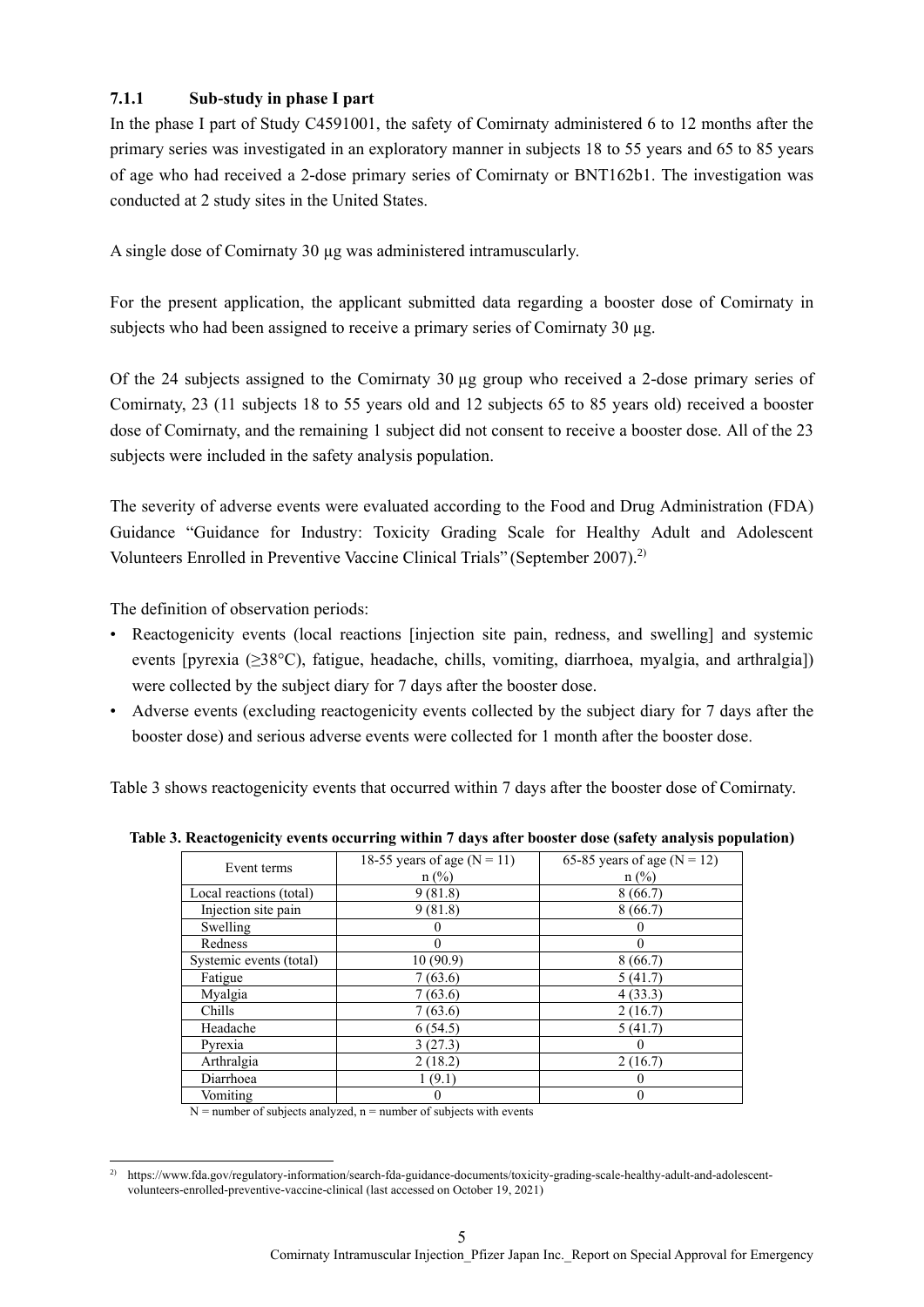### 7.1.1 Sub-study in phase I part

In the phase I part of Study C4591001, the safety of Comirnaty administered 6 to 12 months after the primary series was investigated in an exploratory manner in subjects 18 to 55 years and 65 to 85 years of age who had received a 2-dose primary series of Comirnaty or BNT162b1. The investigation was conducted at 2 study sites in the United States.

A single dose of Comirnaty 30 μg was administered intramuscularly.

For the present application, the applicant submitted data regarding a booster dose of Comirnaty in subjects who had been assigned to receive a primary series of Comirnaty 30 μg.

Of the 24 subjects assigned to the Comirnaty 30 μg group who received a 2-dose primary series of Comirnaty, 23 (11 subjects 18 to 55 years old and 12 subjects 65 to 85 years old) received a booster dose of Comirnaty, and the remaining 1 subject did not consent to receive a booster dose. All of the 23 subjects were included in the safety analysis population.

The severity of adverse events were evaluated according to the Food and Drug Administration (FDA) Guidance "Guidance for Industry: Toxicity Grading Scale for Healthy Adult and Adolescent Volunteers Enrolled in Preventive Vaccine Clinical Trials" (September 2007).[2)]

The definition of observation periods:

- Reactogenicity events (local reactions [injection site pain, redness, and swelling] and systemic events [pyrexia (≥38°C), fatigue, headache, chills, vomiting, diarrhoea, myalgia, and arthralgia]) were collected by the subject diary for 7 days after the booster dose.
- Adverse events (excluding reactogenicity events collected by the subject diary for 7 days after the booster dose) and serious adverse events were collected for 1 month after the booster dose.

Table 3 shows reactogenicity events that occurred within 7 days after the booster dose of Comirnaty.

**Table 3. Reactogenicity events occurring within 7 days after booster dose (safety analysis population)**

| Event terms | 18-55 years of age (N = 11) n (%) | 65-85 years of age (N = 12) n (%) |
|---|---|---|
| Local reactions (total) | 9 (81.8) | 8 (66.7) |
| Injection site pain | 9 (81.8) | 8 (66.7) |
| Swelling | 0 | 0 |
| Redness | 0 | 0 |
| Systemic events (total) | 10 (90.9) | 8 (66.7) |
| Fatigue | 7 (63.6) | 5 (41.7) |
| Myalgia | 7 (63.6) | 4 (33.3) |
| Chills | 7 (63.6) | 2 (16.7) |
| Headache | 6 (54.5) | 5 (41.7) |
| Pyrexia | 3 (27.3) | 0 |
| Arthralgia | 2 (18.2) | 2 (16.7) |
| Diarrhoea | 1 (9.1) | 0 |
| Vomiting | 0 | 0 |

N = number of subjects analyzed, n = number of subjects with events

2) https://www.fda.gov/regulatory-information/search-fda-guidance-documents/toxicity-grading-scale-healthy-adult-and-adolescent-volunteers-enrolled-preventive-vaccine-clinical (last accessed on October 19, 2021)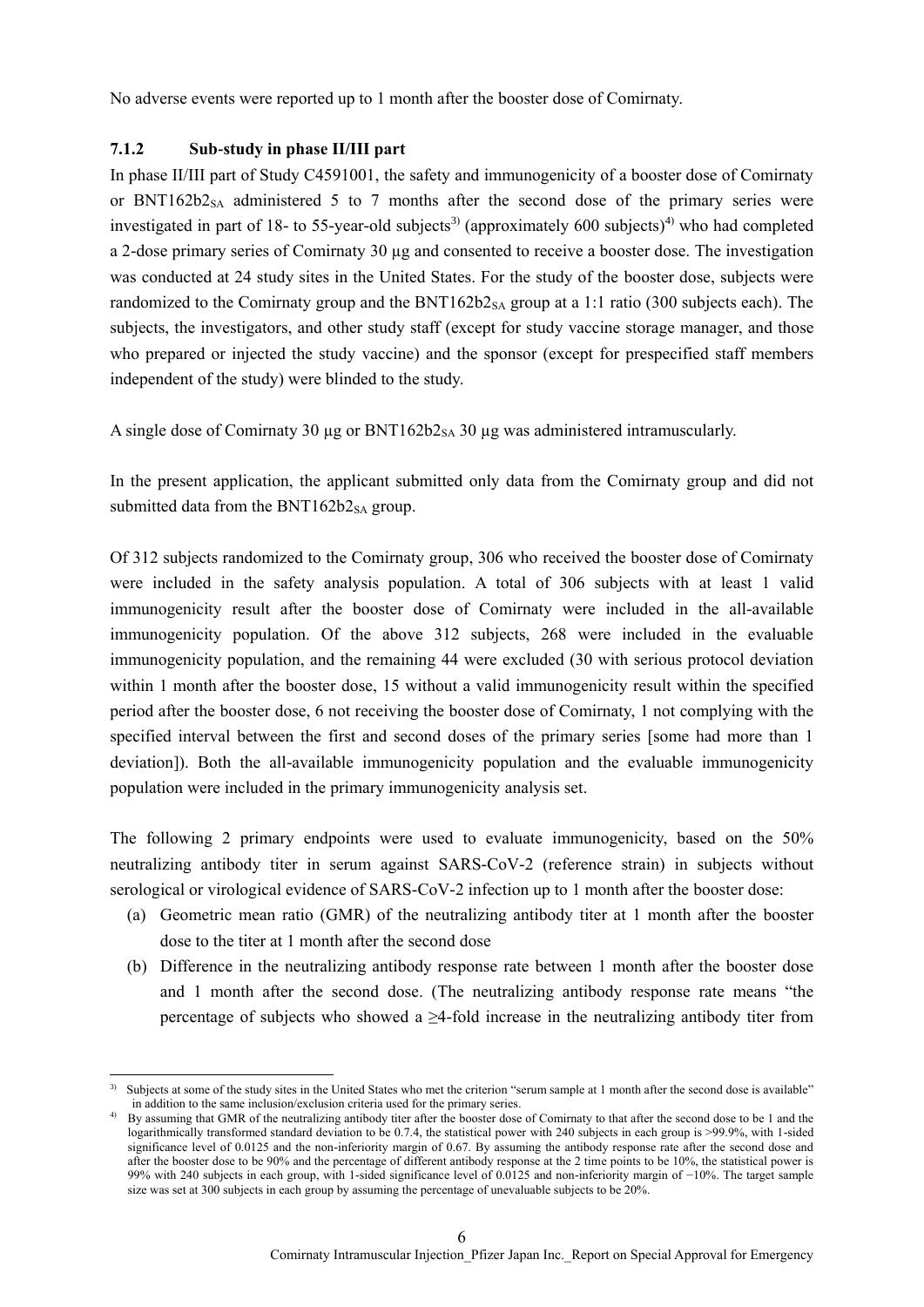No adverse events were reported up to 1 month after the booster dose of Comirnaty.

### 7.1.2 Sub-study in phase II/III part

In phase II/III part of Study C4591001, the safety and immunogenicity of a booster dose of Comirnaty or BNT162b2$_{SA}$ administered 5 to 7 months after the second dose of the primary series were investigated in part of 18- to 55-year-old subjects[3)] (approximately 600 subjects)[4)] who had completed a 2-dose primary series of Comirnaty 30 µg and consented to receive a booster dose. The investigation was conducted at 24 study sites in the United States. For the study of the booster dose, subjects were randomized to the Comirnaty group and the BNT162b2$_{SA}$ group at a 1:1 ratio (300 subjects each). The subjects, the investigators, and other study staff (except for study vaccine storage manager, and those who prepared or injected the study vaccine) and the sponsor (except for prespecified staff members independent of the study) were blinded to the study.

A single dose of Comirnaty 30 µg or BNT162b2$_{SA}$ 30 µg was administered intramuscularly.

In the present application, the applicant submitted only data from the Comirnaty group and did not submitted data from the BNT162b2$_{SA}$ group.

Of 312 subjects randomized to the Comirnaty group, 306 who received the booster dose of Comirnaty were included in the safety analysis population. A total of 306 subjects with at least 1 valid immunogenicity result after the booster dose of Comirnaty were included in the all-available immunogenicity population. Of the above 312 subjects, 268 were included in the evaluable immunogenicity population, and the remaining 44 were excluded (30 with serious protocol deviation within 1 month after the booster dose, 15 without a valid immunogenicity result within the specified period after the booster dose, 6 not receiving the booster dose of Comirnaty, 1 not complying with the specified interval between the first and second doses of the primary series [some had more than 1 deviation]). Both the all-available immunogenicity population and the evaluable immunogenicity population were included in the primary immunogenicity analysis set.

The following 2 primary endpoints were used to evaluate immunogenicity, based on the 50% neutralizing antibody titer in serum against SARS-CoV-2 (reference strain) in subjects without serological or virological evidence of SARS-CoV-2 infection up to 1 month after the booster dose:

(a) Geometric mean ratio (GMR) of the neutralizing antibody titer at 1 month after the booster dose to the titer at 1 month after the second dose

(b) Difference in the neutralizing antibody response rate between 1 month after the booster dose and 1 month after the second dose. (The neutralizing antibody response rate means "the percentage of subjects who showed a ≥4-fold increase in the neutralizing antibody titer from

---

3) Subjects at some of the study sites in the United States who met the criterion "serum sample at 1 month after the second dose is available" in addition to the same inclusion/exclusion criteria used for the primary series.

4) By assuming that GMR of the neutralizing antibody titer after the booster dose of Comirnaty to that after the second dose to be 1 and the logarithmically transformed standard deviation to be 0.7.4, the statistical power with 240 subjects in each group is >99.9%, with 1-sided significance level of 0.0125 and the non-inferiority margin of 0.67. By assuming the antibody response rate after the second dose and after the booster dose to be 90% and the percentage of different antibody response at the 2 time points to be 10%, the statistical power is 99% with 240 subjects in each group, with 1-sided significance level of 0.0125 and non-inferiority margin of −10%. The target sample size was set at 300 subjects in each group by assuming the percentage of unevaluable subjects to be 20%.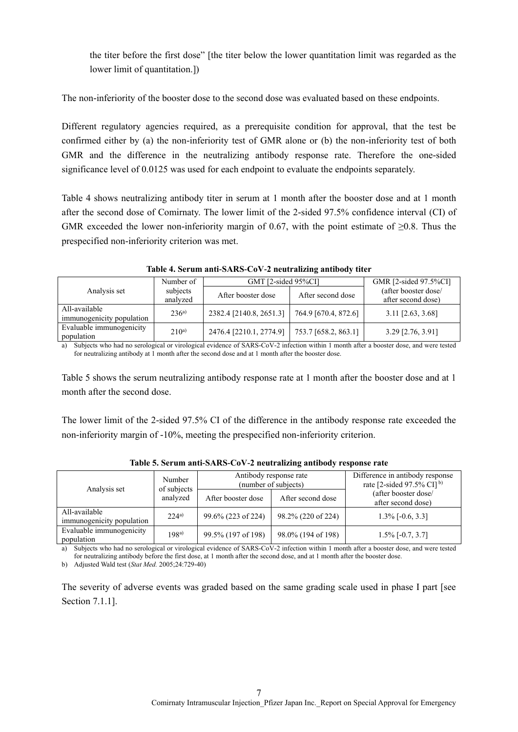the titer before the first dose" [the titer below the lower quantitation limit was regarded as the lower limit of quantitation.])

The non-inferiority of the booster dose to the second dose was evaluated based on these endpoints.

Different regulatory agencies required, as a prerequisite condition for approval, that the test be confirmed either by (a) the non-inferiority test of GMR alone or (b) the non-inferiority test of both GMR and the difference in the neutralizing antibody response rate. Therefore the one-sided significance level of 0.0125 was used for each endpoint to evaluate the endpoints separately.

Table 4 shows neutralizing antibody titer in serum at 1 month after the booster dose and at 1 month after the second dose of Comirnaty. The lower limit of the 2-sided 97.5% confidence interval (CI) of GMR exceeded the lower non-inferiority margin of 0.67, with the point estimate of ≥0.8. Thus the prespecified non-inferiority criterion was met.

**Table 4. Serum anti-SARS-CoV-2 neutralizing antibody titer**

| Analysis set | Number of subjects analyzed | GMT [2-sided 95%CI] | | GMR [2-sided 97.5%CI] (after booster dose/ after second dose) |
|---|---|---|---|---|
| | | After booster dose | After second dose | |
| All-available immunogenicity population | 236[a)] | 2382.4 [2140.8, 2651.3] | 764.9 [670.4, 872.6] | 3.11 [2.63, 3.68] |
| Evaluable immunogenicity population | 210[a)] | 2476.4 [2210.1, 2774.9] | 753.7 [658.2, 863.1] | 3.29 [2.76, 3.91] |

a) Subjects who had no serological or virological evidence of SARS-CoV-2 infection within 1 month after a booster dose, and were tested for neutralizing antibody at 1 month after the second dose and at 1 month after the booster dose.

Table 5 shows the serum neutralizing antibody response rate at 1 month after the booster dose and at 1 month after the second dose.

The lower limit of the 2-sided 97.5% CI of the difference in the antibody response rate exceeded the non-inferiority margin of -10%, meeting the prespecified non-inferiority criterion.

**Table 5. Serum anti-SARS-CoV-2 neutralizing antibody response rate**

| Analysis set | Number of subjects analyzed | Antibody response rate (number of subjects) | | Difference in antibody response rate [2-sided 97.5% CI][b)] (after booster dose/ after second dose) |
|---|---|---|---|---|
| | | After booster dose | After second dose | |
| All-available immunogenicity population | 224[a)] | 99.6% (223 of 224) | 98.2% (220 of 224) | 1.3% [-0.6, 3.3] |
| Evaluable immunogenicity population | 198[a)] | 99.5% (197 of 198) | 98.0% (194 of 198) | 1.5% [-0.7, 3.7] |

a) Subjects who had no serological or virological evidence of SARS-CoV-2 infection within 1 month after a booster dose, and were tested for neutralizing antibody before the first dose, at 1 month after the second dose, and at 1 month after the booster dose.

b) Adjusted Wald test (*Stat Med.* 2005;24:729-40)

The severity of adverse events was graded based on the same grading scale used in phase I part [see Section 7.1.1].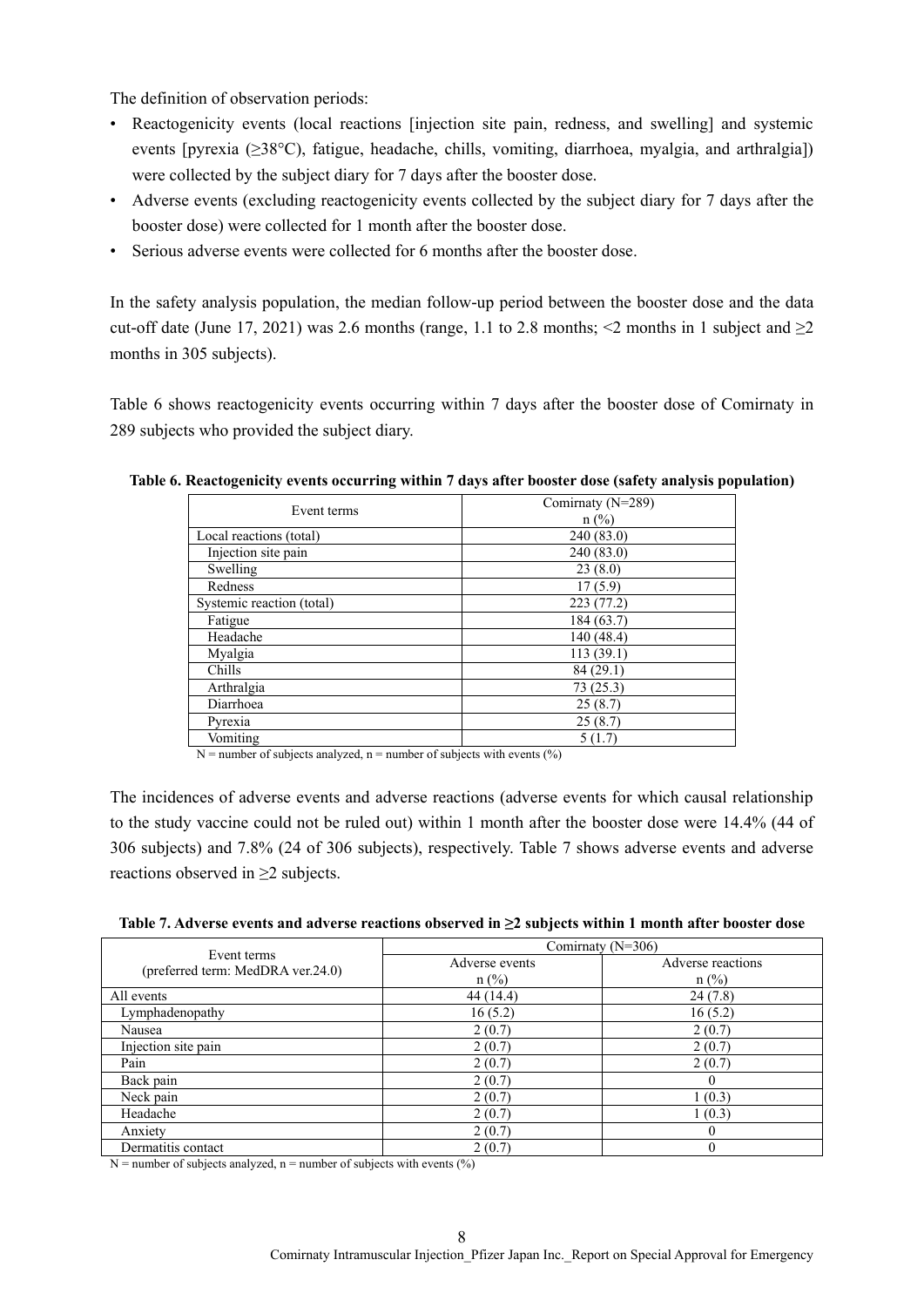The definition of observation periods:

- Reactogenicity events (local reactions [injection site pain, redness, and swelling] and systemic events [pyrexia (≥38°C), fatigue, headache, chills, vomiting, diarrhoea, myalgia, and arthralgia]) were collected by the subject diary for 7 days after the booster dose.
- Adverse events (excluding reactogenicity events collected by the subject diary for 7 days after the booster dose) were collected for 1 month after the booster dose.
- Serious adverse events were collected for 6 months after the booster dose.

In the safety analysis population, the median follow-up period between the booster dose and the data cut-off date (June 17, 2021) was 2.6 months (range, 1.1 to 2.8 months; <2 months in 1 subject and ≥2 months in 305 subjects).

Table 6 shows reactogenicity events occurring within 7 days after the booster dose of Comirnaty in 289 subjects who provided the subject diary.

**Table 6. Reactogenicity events occurring within 7 days after booster dose (safety analysis population)**

| Event terms | Comirnaty (N=289) n (%) |
|---|---|
| Local reactions (total) | 240 (83.0) |
| Injection site pain | 240 (83.0) |
| Swelling | 23 (8.0) |
| Redness | 17 (5.9) |
| Systemic reaction (total) | 223 (77.2) |
| Fatigue | 184 (63.7) |
| Headache | 140 (48.4) |
| Myalgia | 113 (39.1) |
| Chills | 84 (29.1) |
| Arthralgia | 73 (25.3) |
| Diarrhoea | 25 (8.7) |
| Pyrexia | 25 (8.7) |
| Vomiting | 5 (1.7) |

N = number of subjects analyzed, n = number of subjects with events (%)

The incidences of adverse events and adverse reactions (adverse events for which causal relationship to the study vaccine could not be ruled out) within 1 month after the booster dose were 14.4% (44 of 306 subjects) and 7.8% (24 of 306 subjects), respectively. Table 7 shows adverse events and adverse reactions observed in ≥2 subjects.

**Table 7. Adverse events and adverse reactions observed in ≥2 subjects within 1 month after booster dose**

| Event terms (preferred term: MedDRA ver.24.0) | Comirnaty (N=306) | |
|---|---|---|
| | Adverse events n (%) | Adverse reactions n (%) |
| All events | 44 (14.4) | 24 (7.8) |
| Lymphadenopathy | 16 (5.2) | 16 (5.2) |
| Nausea | 2 (0.7) | 2 (0.7) |
| Injection site pain | 2 (0.7) | 2 (0.7) |
| Pain | 2 (0.7) | 2 (0.7) |
| Back pain | 2 (0.7) | 0 |
| Neck pain | 2 (0.7) | 1 (0.3) |
| Headache | 2 (0.7) | 1 (0.3) |
| Anxiety | 2 (0.7) | 0 |
| Dermatitis contact | 2 (0.7) | 0 |

N = number of subjects analyzed, n = number of subjects with events (%)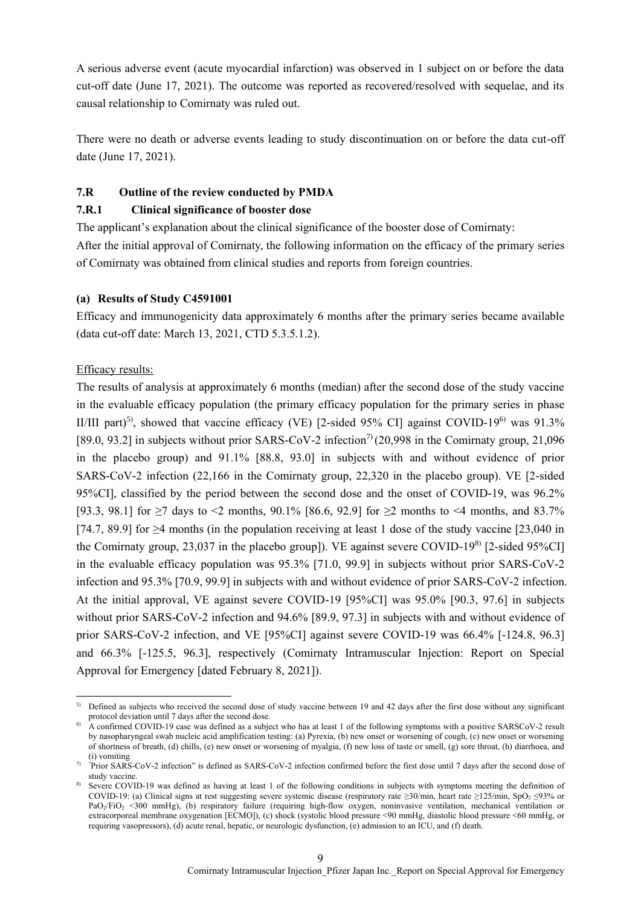A serious adverse event (acute myocardial infarction) was observed in 1 subject on or before the data cut-off date (June 17, 2021). The outcome was reported as recovered/resolved with sequelae, and its causal relationship to Comirnaty was ruled out.

There were no death or adverse events leading to study discontinuation on or before the data cut-off date (June 17, 2021).

### 7.R Outline of the review conducted by PMDA

#### 7.R.1 Clinical significance of booster dose

The applicant's explanation about the clinical significance of the booster dose of Comirnaty:
After the initial approval of Comirnaty, the following information on the efficacy of the primary series of Comirnaty was obtained from clinical studies and reports from foreign countries.

**(a) Results of Study C4591001**

Efficacy and immunogenicity data approximately 6 months after the primary series became available (data cut-off date: March 13, 2021, CTD 5.3.5.1.2).

Efficacy results:

The results of analysis at approximately 6 months (median) after the second dose of the study vaccine in the evaluable efficacy population (the primary efficacy population for the primary series in phase II/III part)[5], showed that vaccine efficacy (VE) [2-sided 95% CI] against COVID-19[6] was 91.3% [89.0, 93.2] in subjects without prior SARS-CoV-2 infection[7] (20,998 in the Comirnaty group, 21,096 in the placebo group) and 91.1% [88.8, 93.0] in subjects with and without evidence of prior SARS-CoV-2 infection (22,166 in the Comirnaty group, 22,320 in the placebo group). VE [2-sided 95%CI], classified by the period between the second dose and the onset of COVID-19, was 96.2% [93.3, 98.1] for ≥7 days to <2 months, 90.1% [86.6, 92.9] for ≥2 months to <4 months, and 83.7% [74.7, 89.9] for ≥4 months (in the population receiving at least 1 dose of the study vaccine [23,040 in the Comirnaty group, 23,037 in the placebo group]). VE against severe COVID-19[8] [2-sided 95%CI] in the evaluable efficacy population was 95.3% [71.0, 99.9] in subjects without prior SARS-CoV-2 infection and 95.3% [70.9, 99.9] in subjects with and without evidence of prior SARS-CoV-2 infection. At the initial approval, VE against severe COVID-19 [95%CI] was 95.0% [90.3, 97.6] in subjects without prior SARS-CoV-2 infection and 94.6% [89.9, 97.3] in subjects with and without evidence of prior SARS-CoV-2 infection, and VE [95%CI] against severe COVID-19 was 66.4% [-124.8, 96.3] and 66.3% [-125.5, 96.3], respectively (Comirnaty Intramuscular Injection: Report on Special Approval for Emergency [dated February 8, 2021]).

---

5) Defined as subjects who received the second dose of study vaccine between 19 and 42 days after the first dose without any significant protocol deviation until 7 days after the second dose.

6) A confirmed COVID-19 case was defined as a subject who has at least 1 of the following symptoms with a positive SARSCoV-2 result by nasopharyngeal swab nucleic acid amplification testing: (a) Pyrexia, (b) new onset or worsening of cough, (c) new onset or worsening of shortness of breath, (d) chills, (e) new onset or worsening of myalgia, (f) new loss of taste or smell, (g) sore throat, (h) diarrhoea, and (i) vomiting

7) "Prior SARS-CoV-2 infection" is defined as SARS-CoV-2 infection confirmed before the first dose until 7 days after the second dose of study vaccine.

8) Severe COVID-19 was defined as having at least 1 of the following conditions in subjects with symptoms meeting the definition of COVID-19: (a) Clinical signs at rest suggesting severe systemic disease (respiratory rate ≥30/min, heart rate ≥125/min, $SpO_2$ ≤93% or $PaO_2/FiO_2$ <300 mmHg), (b) respiratory failure (requiring high-flow oxygen, noninvasive ventilation, mechanical ventilation or extracorporeal membrane oxygenation [ECMO]), (c) shock (systolic blood pressure <90 mmHg, diastolic blood pressure <60 mmHg, or requiring vasopressors), (d) acute renal, hepatic, or neurologic dysfunction, (e) admission to an ICU, and (f) death.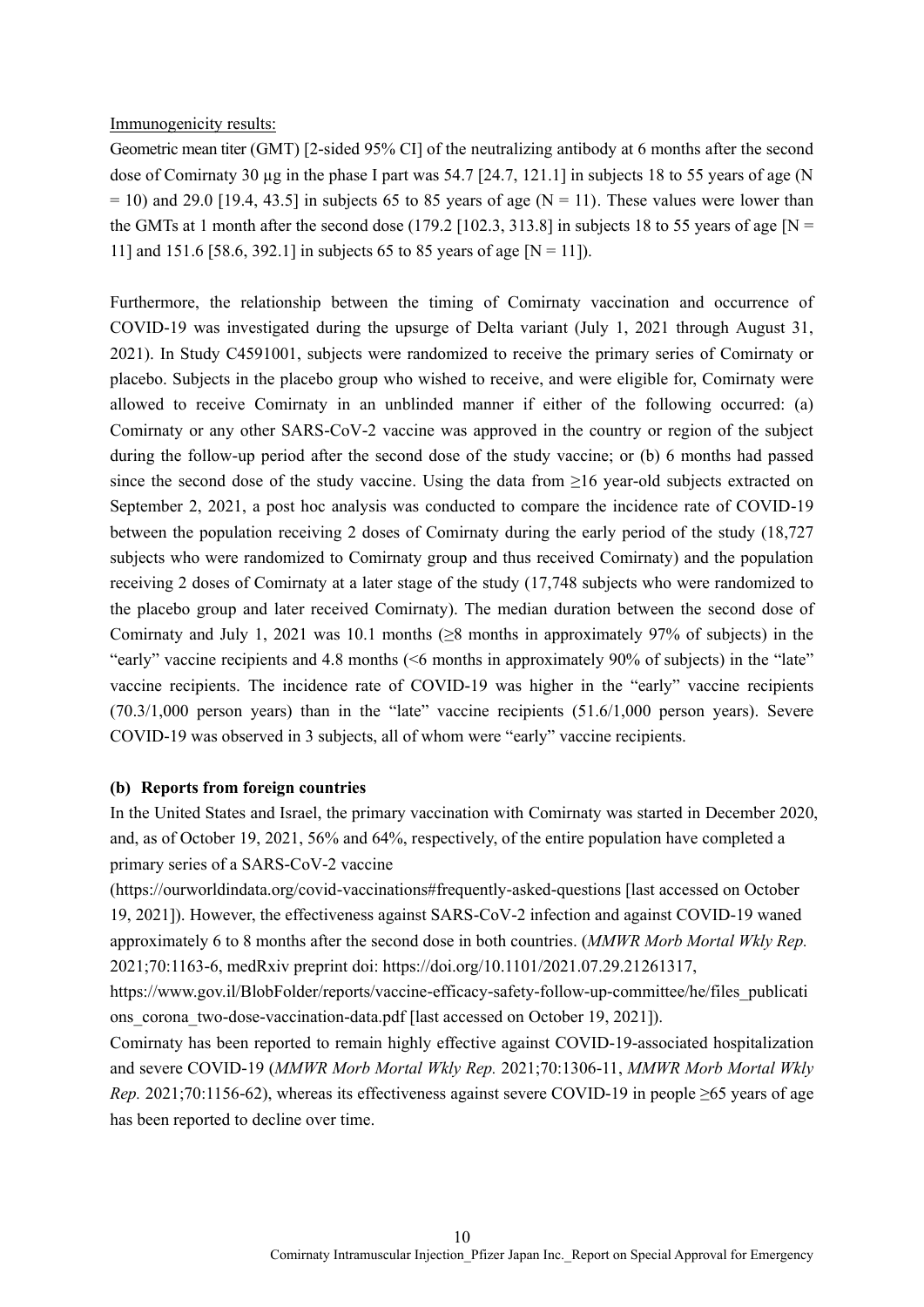Immunogenicity results:

Geometric mean titer (GMT) [2-sided 95% CI] of the neutralizing antibody at 6 months after the second dose of Comirnaty 30 μg in the phase I part was 54.7 [24.7, 121.1] in subjects 18 to 55 years of age (N = 10) and 29.0 [19.4, 43.5] in subjects 65 to 85 years of age (N = 11). These values were lower than the GMTs at 1 month after the second dose (179.2 [102.3, 313.8] in subjects 18 to 55 years of age [N = 11] and 151.6 [58.6, 392.1] in subjects 65 to 85 years of age [N = 11]).

Furthermore, the relationship between the timing of Comirnaty vaccination and occurrence of COVID-19 was investigated during the upsurge of Delta variant (July 1, 2021 through August 31, 2021). In Study C4591001, subjects were randomized to receive the primary series of Comirnaty or placebo. Subjects in the placebo group who wished to receive, and were eligible for, Comirnaty were allowed to receive Comirnaty in an unblinded manner if either of the following occurred: (a) Comirnaty or any other SARS-CoV-2 vaccine was approved in the country or region of the subject during the follow-up period after the second dose of the study vaccine; or (b) 6 months had passed since the second dose of the study vaccine. Using the data from ≥16 year-old subjects extracted on September 2, 2021, a post hoc analysis was conducted to compare the incidence rate of COVID-19 between the population receiving 2 doses of Comirnaty during the early period of the study (18,727 subjects who were randomized to Comirnaty group and thus received Comirnaty) and the population receiving 2 doses of Comirnaty at a later stage of the study (17,748 subjects who were randomized to the placebo group and later received Comirnaty). The median duration between the second dose of Comirnaty and July 1, 2021 was 10.1 months (≥8 months in approximately 97% of subjects) in the "early" vaccine recipients and 4.8 months (<6 months in approximately 90% of subjects) in the "late" vaccine recipients. The incidence rate of COVID-19 was higher in the "early" vaccine recipients (70.3/1,000 person years) than in the "late" vaccine recipients (51.6/1,000 person years). Severe COVID-19 was observed in 3 subjects, all of whom were "early" vaccine recipients.

**(b) Reports from foreign countries**

In the United States and Israel, the primary vaccination with Comirnaty was started in December 2020, and, as of October 19, 2021, 56% and 64%, respectively, of the entire population have completed a primary series of a SARS-CoV-2 vaccine (https://ourworldindata.org/covid-vaccinations#frequently-asked-questions [last accessed on October 19, 2021]). However, the effectiveness against SARS-CoV-2 infection and against COVID-19 waned approximately 6 to 8 months after the second dose in both countries. (*MMWR Morb Mortal Wkly Rep.* 2021;70:1163-6, medRxiv preprint doi: https://doi.org/10.1101/2021.07.29.21261317, https://www.gov.il/BlobFolder/reports/vaccine-efficacy-safety-follow-up-committee/he/files_publications_corona_two-dose-vaccination-data.pdf [last accessed on October 19, 2021]).

Comirnaty has been reported to remain highly effective against COVID-19-associated hospitalization and severe COVID-19 (*MMWR Morb Mortal Wkly Rep.* 2021;70:1306-11, *MMWR Morb Mortal Wkly Rep.* 2021;70:1156-62), whereas its effectiveness against severe COVID-19 in people ≥65 years of age has been reported to decline over time.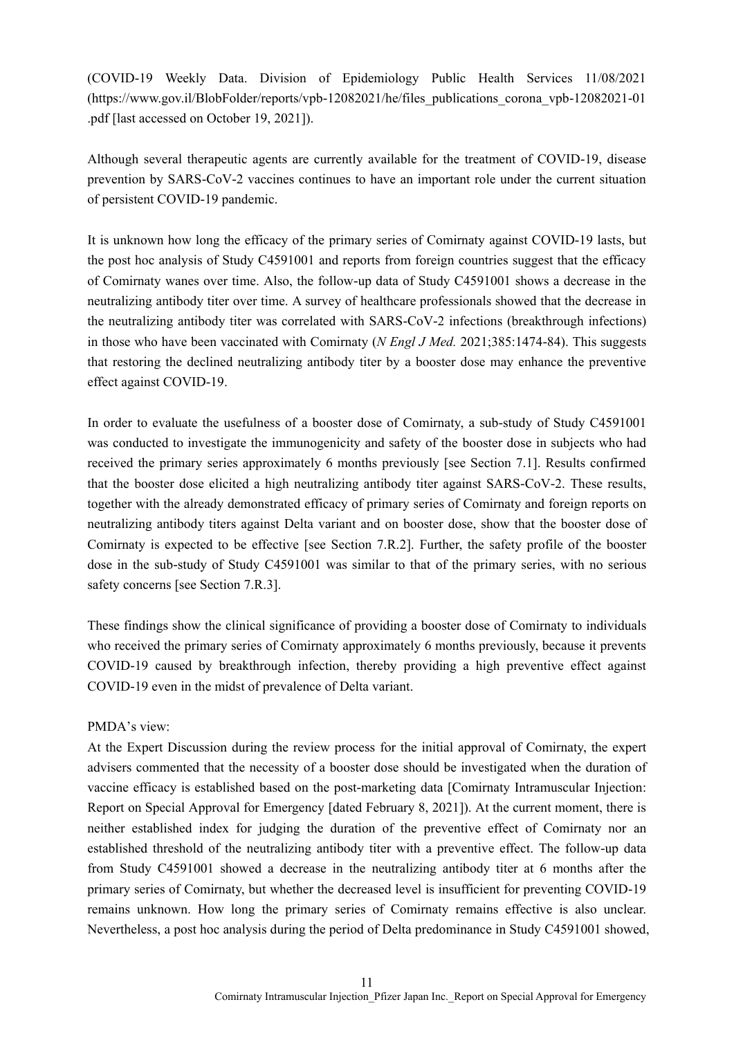(COVID-19 Weekly Data. Division of Epidemiology Public Health Services 11/08/2021 (https://www.gov.il/BlobFolder/reports/vpb-12082021/he/files_publications_corona_vpb-12082021-01.pdf [last accessed on October 19, 2021]).

Although several therapeutic agents are currently available for the treatment of COVID-19, disease prevention by SARS-CoV-2 vaccines continues to have an important role under the current situation of persistent COVID-19 pandemic.

It is unknown how long the efficacy of the primary series of Comirnaty against COVID-19 lasts, but the post hoc analysis of Study C4591001 and reports from foreign countries suggest that the efficacy of Comirnaty wanes over time. Also, the follow-up data of Study C4591001 shows a decrease in the neutralizing antibody titer over time. A survey of healthcare professionals showed that the decrease in the neutralizing antibody titer was correlated with SARS-CoV-2 infections (breakthrough infections) in those who have been vaccinated with Comirnaty (*N Engl J Med.* 2021;385:1474-84). This suggests that restoring the declined neutralizing antibody titer by a booster dose may enhance the preventive effect against COVID-19.

In order to evaluate the usefulness of a booster dose of Comirnaty, a sub-study of Study C4591001 was conducted to investigate the immunogenicity and safety of the booster dose in subjects who had received the primary series approximately 6 months previously [see Section 7.1]. Results confirmed that the booster dose elicited a high neutralizing antibody titer against SARS-CoV-2. These results, together with the already demonstrated efficacy of primary series of Comirnaty and foreign reports on neutralizing antibody titers against Delta variant and on booster dose, show that the booster dose of Comirnaty is expected to be effective [see Section 7.R.2]. Further, the safety profile of the booster dose in the sub-study of Study C4591001 was similar to that of the primary series, with no serious safety concerns [see Section 7.R.3].

These findings show the clinical significance of providing a booster dose of Comirnaty to individuals who received the primary series of Comirnaty approximately 6 months previously, because it prevents COVID-19 caused by breakthrough infection, thereby providing a high preventive effect against COVID-19 even in the midst of prevalence of Delta variant.

PMDA's view:

At the Expert Discussion during the review process for the initial approval of Comirnaty, the expert advisers commented that the necessity of a booster dose should be investigated when the duration of vaccine efficacy is established based on the post-marketing data [Comirnaty Intramuscular Injection: Report on Special Approval for Emergency [dated February 8, 2021]). At the current moment, there is neither established index for judging the duration of the preventive effect of Comirnaty nor an established threshold of the neutralizing antibody titer with a preventive effect. The follow-up data from Study C4591001 showed a decrease in the neutralizing antibody titer at 6 months after the primary series of Comirnaty, but whether the decreased level is insufficient for preventing COVID-19 remains unknown. How long the primary series of Comirnaty remains effective is also unclear. Nevertheless, a post hoc analysis during the period of Delta predominance in Study C4591001 showed,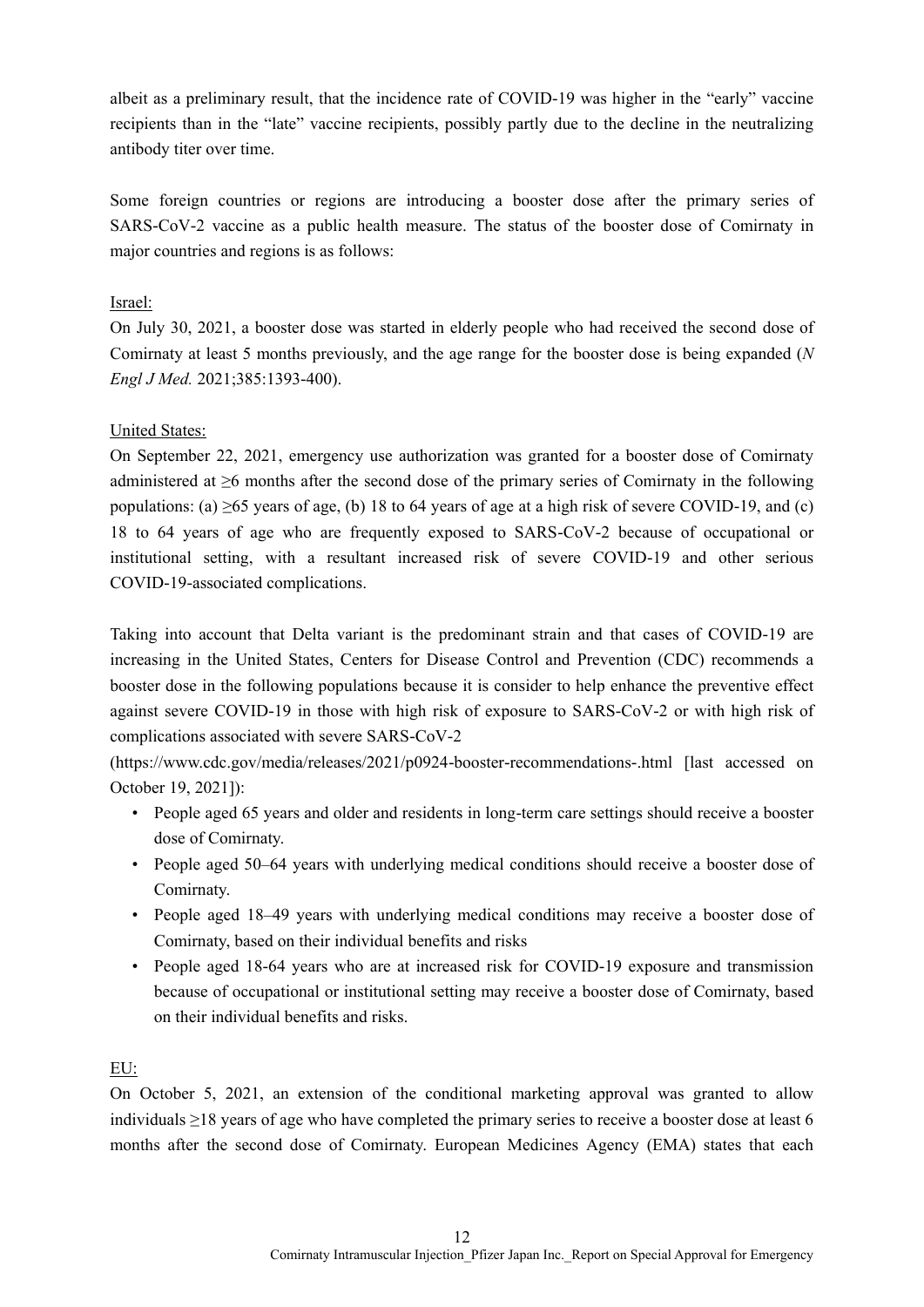albeit as a preliminary result, that the incidence rate of COVID-19 was higher in the "early" vaccine recipients than in the "late" vaccine recipients, possibly partly due to the decline in the neutralizing antibody titer over time.

Some foreign countries or regions are introducing a booster dose after the primary series of SARS-CoV-2 vaccine as a public health measure. The status of the booster dose of Comirnaty in major countries and regions is as follows:

Israel:

On July 30, 2021, a booster dose was started in elderly people who had received the second dose of Comirnaty at least 5 months previously, and the age range for the booster dose is being expanded (*N Engl J Med.* 2021;385:1393-400).

United States:

On September 22, 2021, emergency use authorization was granted for a booster dose of Comirnaty administered at ≥6 months after the second dose of the primary series of Comirnaty in the following populations: (a) ≥65 years of age, (b) 18 to 64 years of age at a high risk of severe COVID-19, and (c) 18 to 64 years of age who are frequently exposed to SARS-CoV-2 because of occupational or institutional setting, with a resultant increased risk of severe COVID-19 and other serious COVID-19-associated complications.

Taking into account that Delta variant is the predominant strain and that cases of COVID-19 are increasing in the United States, Centers for Disease Control and Prevention (CDC) recommends a booster dose in the following populations because it is consider to help enhance the preventive effect against severe COVID-19 in those with high risk of exposure to SARS-CoV-2 or with high risk of complications associated with severe SARS-CoV-2 (https://www.cdc.gov/media/releases/2021/p0924-booster-recommendations-.html [last accessed on October 19, 2021]):

- People aged 65 years and older and residents in long-term care settings should receive a booster dose of Comirnaty.
- People aged 50–64 years with underlying medical conditions should receive a booster dose of Comirnaty.
- People aged 18–49 years with underlying medical conditions may receive a booster dose of Comirnaty, based on their individual benefits and risks
- People aged 18-64 years who are at increased risk for COVID-19 exposure and transmission because of occupational or institutional setting may receive a booster dose of Comirnaty, based on their individual benefits and risks.

EU:

On October 5, 2021, an extension of the conditional marketing approval was granted to allow individuals ≥18 years of age who have completed the primary series to receive a booster dose at least 6 months after the second dose of Comirnaty. European Medicines Agency (EMA) states that each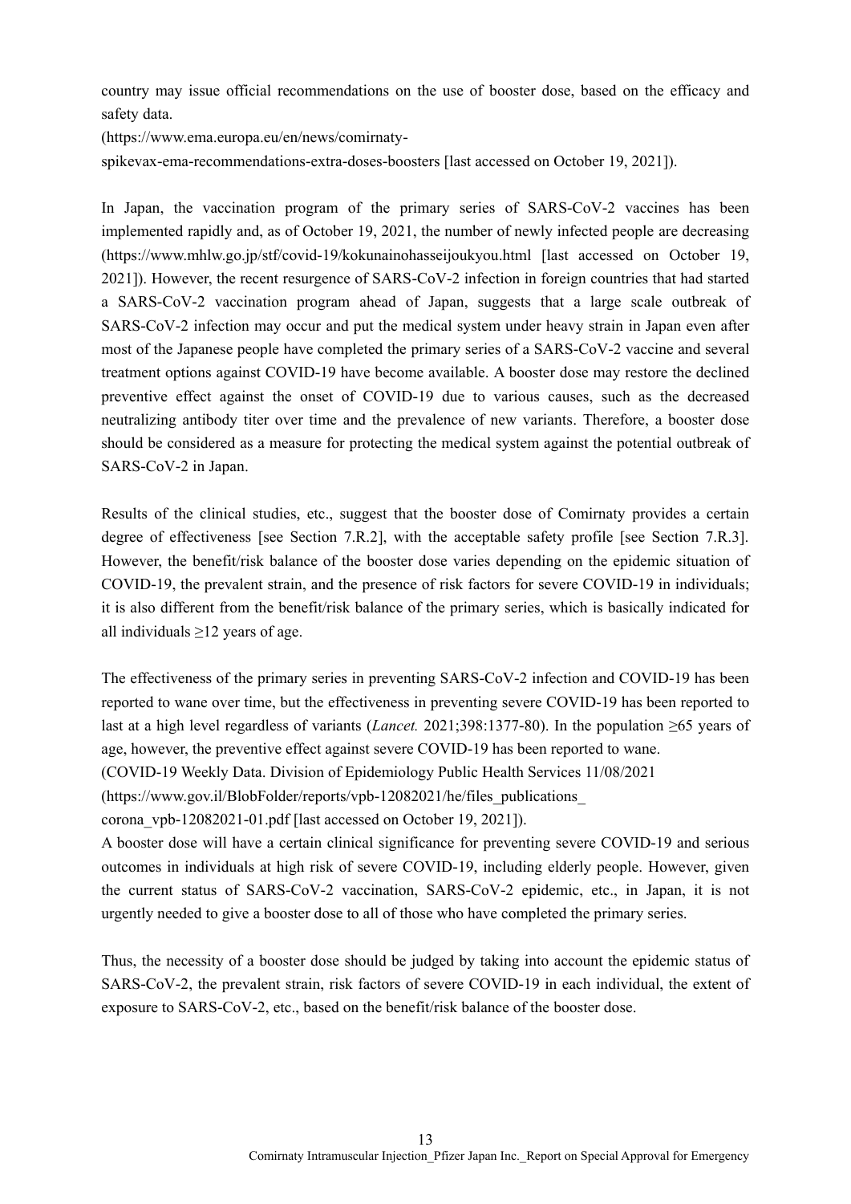country may issue official recommendations on the use of booster dose, based on the efficacy and safety data.
(https://www.ema.europa.eu/en/news/comirnaty-spikevax-ema-recommendations-extra-doses-boosters [last accessed on October 19, 2021]).

In Japan, the vaccination program of the primary series of SARS-CoV-2 vaccines has been implemented rapidly and, as of October 19, 2021, the number of newly infected people are decreasing (https://www.mhlw.go.jp/stf/covid-19/kokunainohasseijoukyou.html [last accessed on October 19, 2021]). However, the recent resurgence of SARS-CoV-2 infection in foreign countries that had started a SARS-CoV-2 vaccination program ahead of Japan, suggests that a large scale outbreak of SARS-CoV-2 infection may occur and put the medical system under heavy strain in Japan even after most of the Japanese people have completed the primary series of a SARS-CoV-2 vaccine and several treatment options against COVID-19 have become available. A booster dose may restore the declined preventive effect against the onset of COVID-19 due to various causes, such as the decreased neutralizing antibody titer over time and the prevalence of new variants. Therefore, a booster dose should be considered as a measure for protecting the medical system against the potential outbreak of SARS-CoV-2 in Japan.

Results of the clinical studies, etc., suggest that the booster dose of Comirnaty provides a certain degree of effectiveness [see Section 7.R.2], with the acceptable safety profile [see Section 7.R.3]. However, the benefit/risk balance of the booster dose varies depending on the epidemic situation of COVID-19, the prevalent strain, and the presence of risk factors for severe COVID-19 in individuals; it is also different from the benefit/risk balance of the primary series, which is basically indicated for all individuals ≥12 years of age.

The effectiveness of the primary series in preventing SARS-CoV-2 infection and COVID-19 has been reported to wane over time, but the effectiveness in preventing severe COVID-19 has been reported to last at a high level regardless of variants (*Lancet.* 2021;398:1377-80). In the population ≥65 years of age, however, the preventive effect against severe COVID-19 has been reported to wane.
(COVID-19 Weekly Data. Division of Epidemiology Public Health Services 11/08/2021
(https://www.gov.il/BlobFolder/reports/vpb-12082021/he/files_publications_corona_vpb-12082021-01.pdf [last accessed on October 19, 2021]).
A booster dose will have a certain clinical significance for preventing severe COVID-19 and serious outcomes in individuals at high risk of severe COVID-19, including elderly people. However, given the current status of SARS-CoV-2 vaccination, SARS-CoV-2 epidemic, etc., in Japan, it is not urgently needed to give a booster dose to all of those who have completed the primary series.

Thus, the necessity of a booster dose should be judged by taking into account the epidemic status of SARS-CoV-2, the prevalent strain, risk factors of severe COVID-19 in each individual, the extent of exposure to SARS-CoV-2, etc., based on the benefit/risk balance of the booster dose.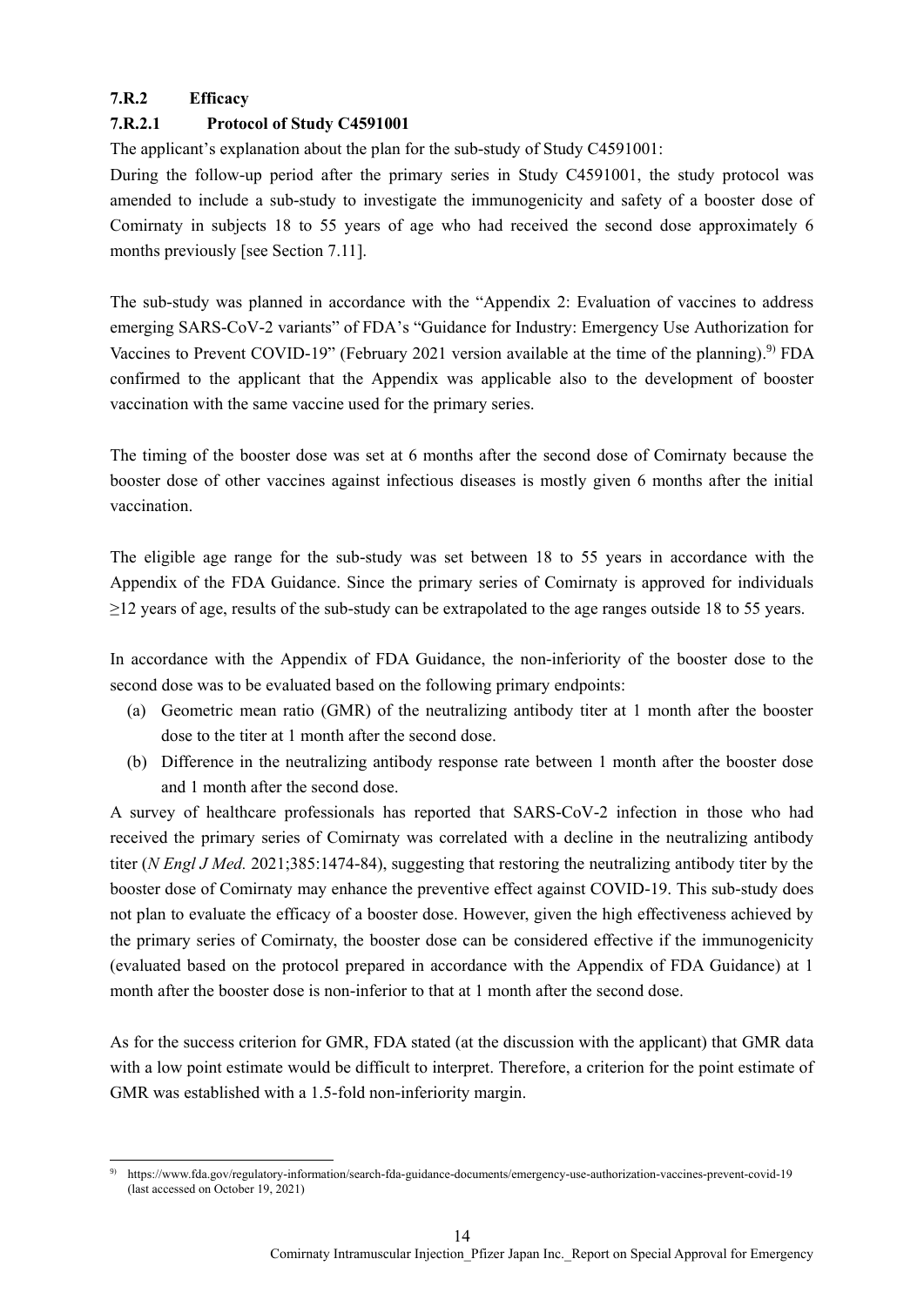### 7.R.2 Efficacy

#### 7.R.2.1 Protocol of Study C4591001

The applicant's explanation about the plan for the sub-study of Study C4591001:

During the follow-up period after the primary series in Study C4591001, the study protocol was amended to include a sub-study to investigate the immunogenicity and safety of a booster dose of Comirnaty in subjects 18 to 55 years of age who had received the second dose approximately 6 months previously [see Section 7.11].

The sub-study was planned in accordance with the "Appendix 2: Evaluation of vaccines to address emerging SARS-CoV-2 variants" of FDA's "Guidance for Industry: Emergency Use Authorization for Vaccines to Prevent COVID-19" (February 2021 version available at the time of the planning).[9] FDA confirmed to the applicant that the Appendix was applicable also to the development of booster vaccination with the same vaccine used for the primary series.

The timing of the booster dose was set at 6 months after the second dose of Comirnaty because the booster dose of other vaccines against infectious diseases is mostly given 6 months after the initial vaccination.

The eligible age range for the sub-study was set between 18 to 55 years in accordance with the Appendix of the FDA Guidance. Since the primary series of Comirnaty is approved for individuals ≥12 years of age, results of the sub-study can be extrapolated to the age ranges outside 18 to 55 years.

In accordance with the Appendix of FDA Guidance, the non-inferiority of the booster dose to the second dose was to be evaluated based on the following primary endpoints:

(a) Geometric mean ratio (GMR) of the neutralizing antibody titer at 1 month after the booster dose to the titer at 1 month after the second dose.

(b) Difference in the neutralizing antibody response rate between 1 month after the booster dose and 1 month after the second dose.

A survey of healthcare professionals has reported that SARS-CoV-2 infection in those who had received the primary series of Comirnaty was correlated with a decline in the neutralizing antibody titer (*N Engl J Med.* 2021;385:1474-84), suggesting that restoring the neutralizing antibody titer by the booster dose of Comirnaty may enhance the preventive effect against COVID-19. This sub-study does not plan to evaluate the efficacy of a booster dose. However, given the high effectiveness achieved by the primary series of Comirnaty, the booster dose can be considered effective if the immunogenicity (evaluated based on the protocol prepared in accordance with the Appendix of FDA Guidance) at 1 month after the booster dose is non-inferior to that at 1 month after the second dose.

As for the success criterion for GMR, FDA stated (at the discussion with the applicant) that GMR data with a low point estimate would be difficult to interpret. Therefore, a criterion for the point estimate of GMR was established with a 1.5-fold non-inferiority margin.

---

9) https://www.fda.gov/regulatory-information/search-fda-guidance-documents/emergency-use-authorization-vaccines-prevent-covid-19 (last accessed on October 19, 2021)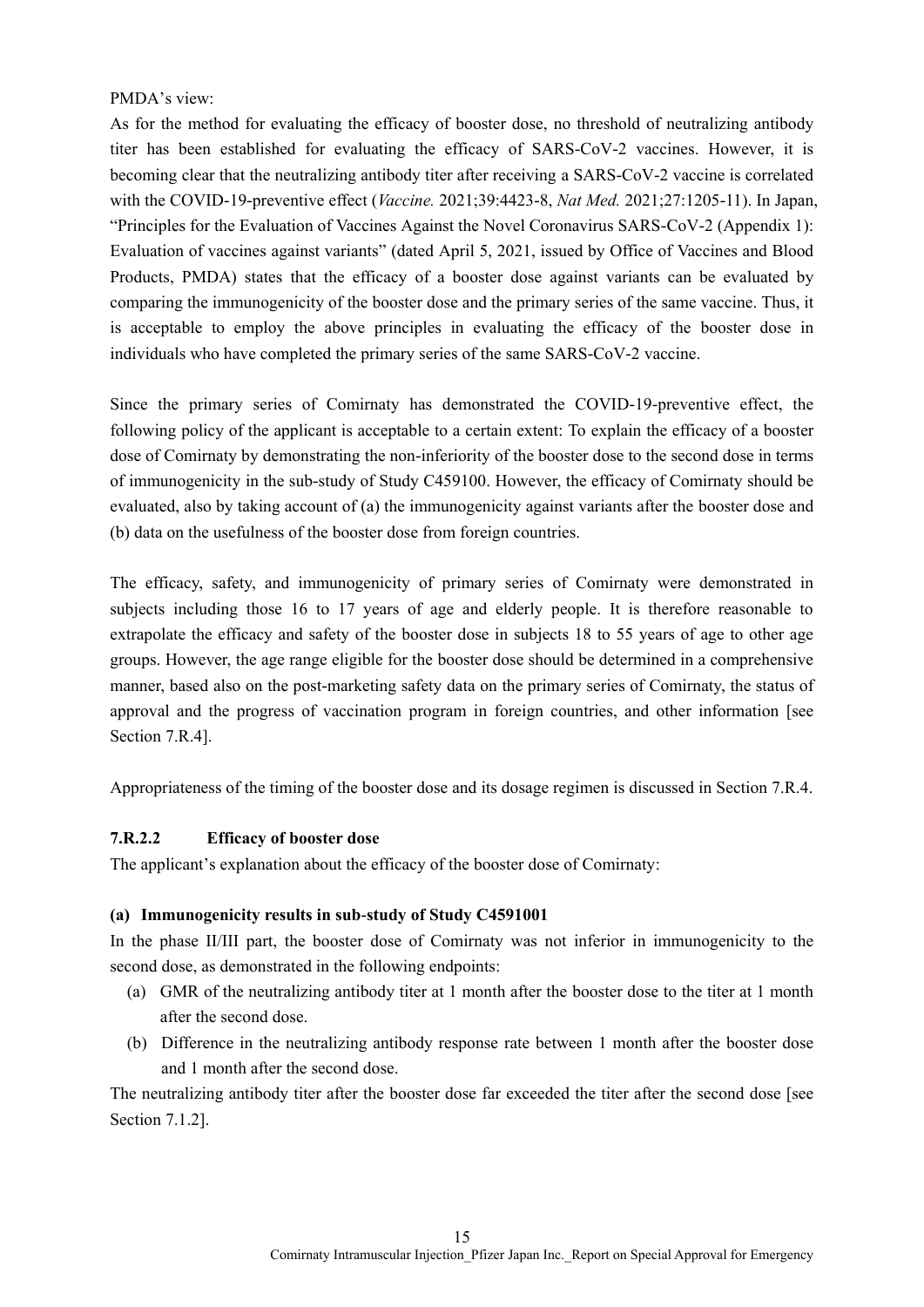PMDA's view:

As for the method for evaluating the efficacy of booster dose, no threshold of neutralizing antibody titer has been established for evaluating the efficacy of SARS-CoV-2 vaccines. However, it is becoming clear that the neutralizing antibody titer after receiving a SARS-CoV-2 vaccine is correlated with the COVID-19-preventive effect (*Vaccine.* 2021;39:4423-8, *Nat Med.* 2021;27:1205-11). In Japan, "Principles for the Evaluation of Vaccines Against the Novel Coronavirus SARS-CoV-2 (Appendix 1): Evaluation of vaccines against variants" (dated April 5, 2021, issued by Office of Vaccines and Blood Products, PMDA) states that the efficacy of a booster dose against variants can be evaluated by comparing the immunogenicity of the booster dose and the primary series of the same vaccine. Thus, it is acceptable to employ the above principles in evaluating the efficacy of the booster dose in individuals who have completed the primary series of the same SARS-CoV-2 vaccine.

Since the primary series of Comirnaty has demonstrated the COVID-19-preventive effect, the following policy of the applicant is acceptable to a certain extent: To explain the efficacy of a booster dose of Comirnaty by demonstrating the non-inferiority of the booster dose to the second dose in terms of immunogenicity in the sub-study of Study C459100. However, the efficacy of Comirnaty should be evaluated, also by taking account of (a) the immunogenicity against variants after the booster dose and (b) data on the usefulness of the booster dose from foreign countries.

The efficacy, safety, and immunogenicity of primary series of Comirnaty were demonstrated in subjects including those 16 to 17 years of age and elderly people. It is therefore reasonable to extrapolate the efficacy and safety of the booster dose in subjects 18 to 55 years of age to other age groups. However, the age range eligible for the booster dose should be determined in a comprehensive manner, based also on the post-marketing safety data on the primary series of Comirnaty, the status of approval and the progress of vaccination program in foreign countries, and other information [see Section 7.R.4].

Appropriateness of the timing of the booster dose and its dosage regimen is discussed in Section 7.R.4.

#### 7.R.2.2 Efficacy of booster dose

The applicant's explanation about the efficacy of the booster dose of Comirnaty:

**(a) Immunogenicity results in sub-study of Study C4591001**

In the phase II/III part, the booster dose of Comirnaty was not inferior in immunogenicity to the second dose, as demonstrated in the following endpoints:

(a) GMR of the neutralizing antibody titer at 1 month after the booster dose to the titer at 1 month after the second dose.

(b) Difference in the neutralizing antibody response rate between 1 month after the booster dose and 1 month after the second dose.

The neutralizing antibody titer after the booster dose far exceeded the titer after the second dose [see Section 7.1.2].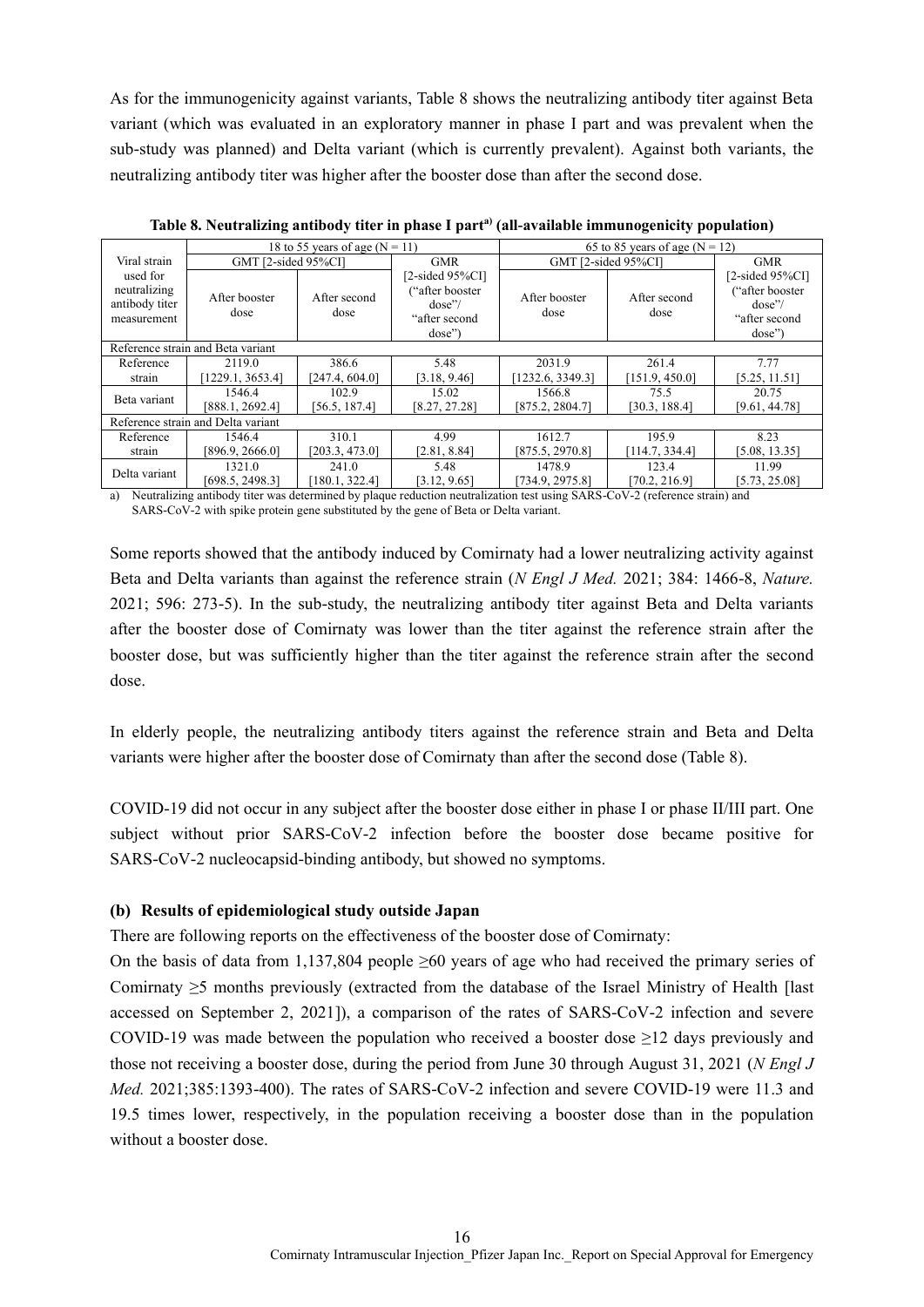As for the immunogenicity against variants, Table 8 shows the neutralizing antibody titer against Beta variant (which was evaluated in an exploratory manner in phase I part and was prevalent when the sub-study was planned) and Delta variant (which is currently prevalent). Against both variants, the neutralizing antibody titer was higher after the booster dose than after the second dose.

**Table 8. Neutralizing antibody titer in phase I part[a] (all-available immunogenicity population)**

| Viral strain used for neutralizing antibody titer measurement | 18 to 55 years of age (N = 11) | | | 65 to 85 years of age (N = 12) | | |
|---|---|---|---|---|---|---|
| | GMT [2-sided 95%CI] | | GMR [2-sided 95%CI] ("after booster dose"/ "after second dose") | GMT [2-sided 95%CI] | | GMR [2-sided 95%CI] ("after booster dose"/ "after second dose") |
| | After booster dose | After second dose | | After booster dose | After second dose | |
| Reference strain and Beta variant | | | | | | |
| Reference strain | 2119.0 [1229.1, 3653.4] | 386.6 [247.4, 604.0] | 5.48 [3.18, 9.46] | 2031.9 [1232.6, 3349.3] | 261.4 [151.9, 450.0] | 7.77 [5.25, 11.51] |
| Beta variant | 1546.4 [888.1, 2692.4] | 102.9 [56.5, 187.4] | 15.02 [8.27, 27.28] | 1566.8 [875.2, 2804.7] | 75.5 [30.3, 188.4] | 20.75 [9.61, 44.78] |
| Reference strain and Delta variant | | | | | | |
| Reference strain | 1546.4 [896.9, 2666.0] | 310.1 [203.3, 473.0] | 4.99 [2.81, 8.84] | 1612.7 [875.5, 2970.8] | 195.9 [114.7, 334.4] | 8.23 [5.08, 13.35] |
| Delta variant | 1321.0 [698.5, 2498.3] | 241.0 [180.1, 322.4] | 5.48 [3.12, 9.65] | 1478.9 [734.9, 2975.8] | 123.4 [70.2, 216.9] | 11.99 [5.73, 25.08] |

a) Neutralizing antibody titer was determined by plaque reduction neutralization test using SARS-CoV-2 (reference strain) and SARS-CoV-2 with spike protein gene substituted by the gene of Beta or Delta variant.

Some reports showed that the antibody induced by Comirnaty had a lower neutralizing activity against Beta and Delta variants than against the reference strain (*N Engl J Med.* 2021; 384: 1466-8, *Nature.* 2021; 596: 273-5). In the sub-study, the neutralizing antibody titer against Beta and Delta variants after the booster dose of Comirnaty was lower than the titer against the reference strain after the booster dose, but was sufficiently higher than the titer against the reference strain after the second dose.

In elderly people, the neutralizing antibody titers against the reference strain and Beta and Delta variants were higher after the booster dose of Comirnaty than after the second dose (Table 8).

COVID-19 did not occur in any subject after the booster dose either in phase I or phase II/III part. One subject without prior SARS-CoV-2 infection before the booster dose became positive for SARS-CoV-2 nucleocapsid-binding antibody, but showed no symptoms.

#### (b) Results of epidemiological study outside Japan

There are following reports on the effectiveness of the booster dose of Comirnaty:

On the basis of data from 1,137,804 people ≥60 years of age who had received the primary series of Comirnaty ≥5 months previously (extracted from the database of the Israel Ministry of Health [last accessed on September 2, 2021]), a comparison of the rates of SARS-CoV-2 infection and severe COVID-19 was made between the population who received a booster dose ≥12 days previously and those not receiving a booster dose, during the period from June 30 through August 31, 2021 (*N Engl J Med.* 2021;385:1393-400). The rates of SARS-CoV-2 infection and severe COVID-19 were 11.3 and 19.5 times lower, respectively, in the population receiving a booster dose than in the population without a booster dose.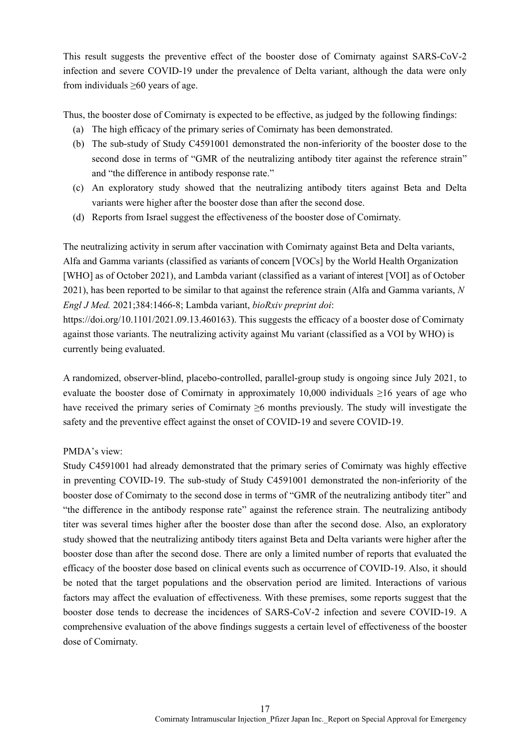This result suggests the preventive effect of the booster dose of Comirnaty against SARS-CoV-2 infection and severe COVID-19 under the prevalence of Delta variant, although the data were only from individuals ≥60 years of age.

Thus, the booster dose of Comirnaty is expected to be effective, as judged by the following findings:

(a) The high efficacy of the primary series of Comirnaty has been demonstrated.
(b) The sub-study of Study C4591001 demonstrated the non-inferiority of the booster dose to the second dose in terms of "GMR of the neutralizing antibody titer against the reference strain" and "the difference in antibody response rate."
(c) An exploratory study showed that the neutralizing antibody titers against Beta and Delta variants were higher after the booster dose than after the second dose.
(d) Reports from Israel suggest the effectiveness of the booster dose of Comirnaty.

The neutralizing activity in serum after vaccination with Comirnaty against Beta and Delta variants, Alfa and Gamma variants (classified as variants of concern [VOCs] by the World Health Organization [WHO] as of October 2021), and Lambda variant (classified as a variant of interest [VOI] as of October 2021), has been reported to be similar to that against the reference strain (Alfa and Gamma variants, *N Engl J Med.* 2021;384:1466-8; Lambda variant, *bioRxiv preprint doi*: https://doi.org/10.1101/2021.09.13.460163). This suggests the efficacy of a booster dose of Comirnaty against those variants. The neutralizing activity against Mu variant (classified as a VOI by WHO) is currently being evaluated.

A randomized, observer-blind, placebo-controlled, parallel-group study is ongoing since July 2021, to evaluate the booster dose of Comirnaty in approximately 10,000 individuals ≥16 years of age who have received the primary series of Comirnaty ≥6 months previously. The study will investigate the safety and the preventive effect against the onset of COVID-19 and severe COVID-19.

PMDA's view:

Study C4591001 had already demonstrated that the primary series of Comirnaty was highly effective in preventing COVID-19. The sub-study of Study C4591001 demonstrated the non-inferiority of the booster dose of Comirnaty to the second dose in terms of "GMR of the neutralizing antibody titer" and "the difference in the antibody response rate" against the reference strain. The neutralizing antibody titer was several times higher after the booster dose than after the second dose. Also, an exploratory study showed that the neutralizing antibody titers against Beta and Delta variants were higher after the booster dose than after the second dose. There are only a limited number of reports that evaluated the efficacy of the booster dose based on clinical events such as occurrence of COVID-19. Also, it should be noted that the target populations and the observation period are limited. Interactions of various factors may affect the evaluation of effectiveness. With these premises, some reports suggest that the booster dose tends to decrease the incidences of SARS-CoV-2 infection and severe COVID-19. A comprehensive evaluation of the above findings suggests a certain level of effectiveness of the booster dose of Comirnaty.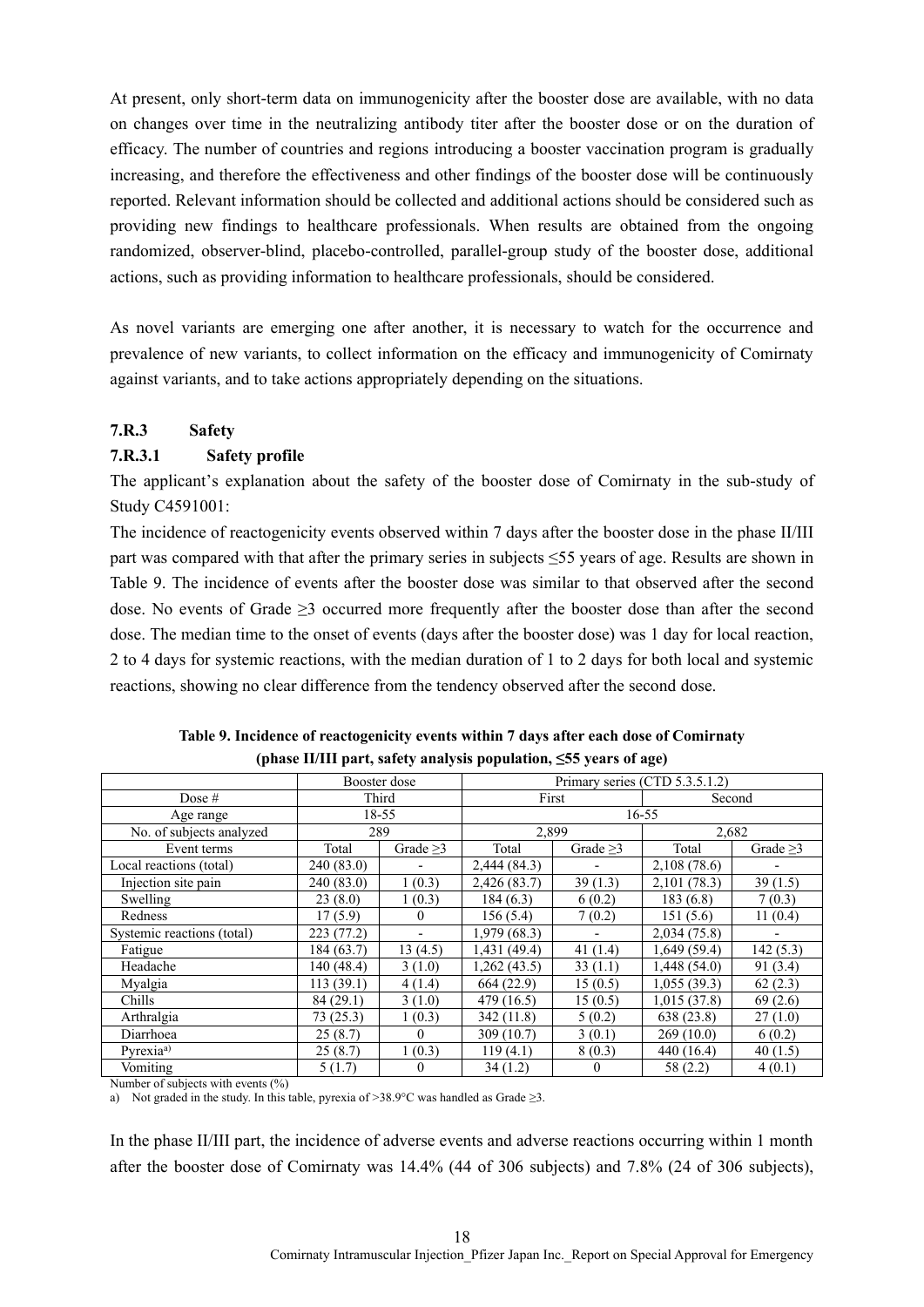At present, only short-term data on immunogenicity after the booster dose are available, with no data on changes over time in the neutralizing antibody titer after the booster dose or on the duration of efficacy. The number of countries and regions introducing a booster vaccination program is gradually increasing, and therefore the effectiveness and other findings of the booster dose will be continuously reported. Relevant information should be collected and additional actions should be considered such as providing new findings to healthcare professionals. When results are obtained from the ongoing randomized, observer-blind, placebo-controlled, parallel-group study of the booster dose, additional actions, such as providing information to healthcare professionals, should be considered.

As novel variants are emerging one after another, it is necessary to watch for the occurrence and prevalence of new variants, to collect information on the efficacy and immunogenicity of Comirnaty against variants, and to take actions appropriately depending on the situations.

### 7.R.3 Safety

#### 7.R.3.1 Safety profile

The applicant's explanation about the safety of the booster dose of Comirnaty in the sub-study of Study C4591001:

The incidence of reactogenicity events observed within 7 days after the booster dose in the phase II/III part was compared with that after the primary series in subjects ≤55 years of age. Results are shown in Table 9. The incidence of events after the booster dose was similar to that observed after the second dose. No events of Grade ≥3 occurred more frequently after the booster dose than after the second dose. The median time to the onset of events (days after the booster dose) was 1 day for local reaction, 2 to 4 days for systemic reactions, with the median duration of 1 to 2 days for both local and systemic reactions, showing no clear difference from the tendency observed after the second dose.

**Table 9. Incidence of reactogenicity events within 7 days after each dose of Comirnaty (phase II/III part, safety analysis population, ≤55 years of age)**

| | Booster dose | | Primary series (CTD 5.3.5.1.2) | | | |
|---|---|---|---|---|---|---|
| Dose # | Third | | First | | Second | |
| Age range | 18-55 | | 16-55 | | | |
| No. of subjects analyzed | 289 | | 2,899 | | 2,682 | |
| Event terms | Total | Grade ≥3 | Total | Grade ≥3 | Total | Grade ≥3 |
| Local reactions (total) | 240 (83.0) | - | 2,444 (84.3) | - | 2,108 (78.6) | - |
| Injection site pain | 240 (83.0) | 1 (0.3) | 2,426 (83.7) | 39 (1.3) | 2,101 (78.3) | 39 (1.5) |
| Swelling | 23 (8.0) | 1 (0.3) | 184 (6.3) | 6 (0.2) | 183 (6.8) | 7 (0.3) |
| Redness | 17 (5.9) | 0 | 156 (5.4) | 7 (0.2) | 151 (5.6) | 11 (0.4) |
| Systemic reactions (total) | 223 (77.2) | - | 1,979 (68.3) | - | 2,034 (75.8) | - |
| Fatigue | 184 (63.7) | 13 (4.5) | 1,431 (49.4) | 41 (1.4) | 1,649 (59.4) | 142 (5.3) |
| Headache | 140 (48.4) | 3 (1.0) | 1,262 (43.5) | 33 (1.1) | 1,448 (54.0) | 91 (3.4) |
| Myalgia | 113 (39.1) | 4 (1.4) | 664 (22.9) | 15 (0.5) | 1,055 (39.3) | 62 (2.3) |
| Chills | 84 (29.1) | 3 (1.0) | 479 (16.5) | 15 (0.5) | 1,015 (37.8) | 69 (2.6) |
| Arthralgia | 73 (25.3) | 1 (0.3) | 342 (11.8) | 5 (0.2) | 638 (23.8) | 27 (1.0) |
| Diarrhoea | 25 (8.7) | 0 | 309 (10.7) | 3 (0.1) | 269 (10.0) | 6 (0.2) |
| Pyrexia[a)] | 25 (8.7) | 1 (0.3) | 119 (4.1) | 8 (0.3) | 440 (16.4) | 40 (1.5) |
| Vomiting | 5 (1.7) | 0 | 34 (1.2) | 0 | 58 (2.2) | 4 (0.1) |

Number of subjects with events (%)

a) Not graded in the study. In this table, pyrexia of >38.9°C was handled as Grade ≥3.

In the phase II/III part, the incidence of adverse events and adverse reactions occurring within 1 month after the booster dose of Comirnaty was 14.4% (44 of 306 subjects) and 7.8% (24 of 306 subjects),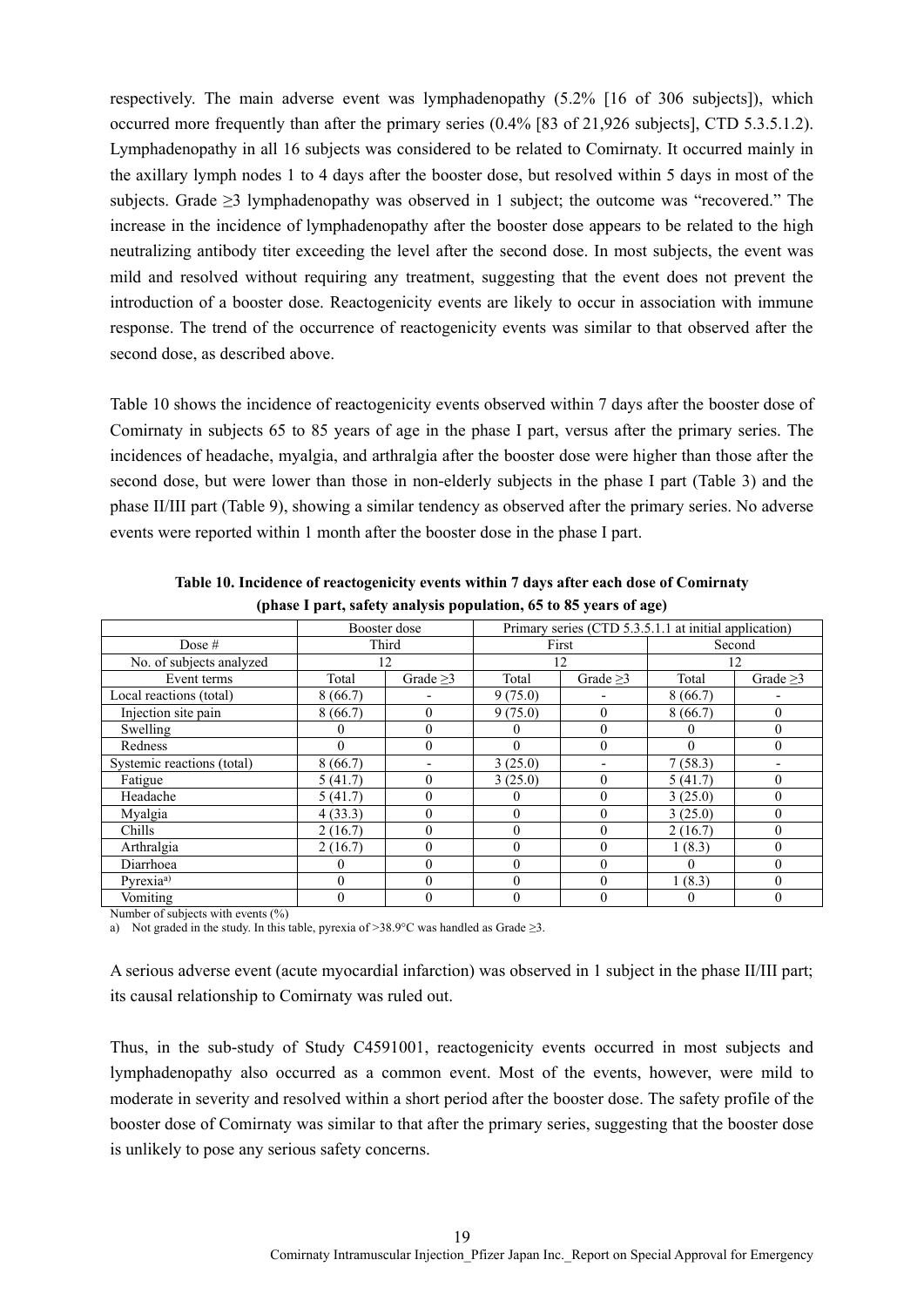respectively. The main adverse event was lymphadenopathy (5.2% [16 of 306 subjects]), which occurred more frequently than after the primary series (0.4% [83 of 21,926 subjects], CTD 5.3.5.1.2). Lymphadenopathy in all 16 subjects was considered to be related to Comirnaty. It occurred mainly in the axillary lymph nodes 1 to 4 days after the booster dose, but resolved within 5 days in most of the subjects. Grade ≥3 lymphadenopathy was observed in 1 subject; the outcome was "recovered." The increase in the incidence of lymphadenopathy after the booster dose appears to be related to the high neutralizing antibody titer exceeding the level after the second dose. In most subjects, the event was mild and resolved without requiring any treatment, suggesting that the event does not prevent the introduction of a booster dose. Reactogenicity events are likely to occur in association with immune response. The trend of the occurrence of reactogenicity events was similar to that observed after the second dose, as described above.

Table 10 shows the incidence of reactogenicity events observed within 7 days after the booster dose of Comirnaty in subjects 65 to 85 years of age in the phase I part, versus after the primary series. The incidences of headache, myalgia, and arthralgia after the booster dose were higher than those after the second dose, but were lower than those in non-elderly subjects in the phase I part (Table 3) and the phase II/III part (Table 9), showing a similar tendency as observed after the primary series. No adverse events were reported within 1 month after the booster dose in the phase I part.

**Table 10. Incidence of reactogenicity events within 7 days after each dose of Comirnaty (phase I part, safety analysis population, 65 to 85 years of age)**

| | Booster dose | | Primary series (CTD 5.3.5.1.1 at initial application) | | | |
|---|---|---|---|---|---|---|
| Dose # | Third | | First | | Second | |
| No. of subjects analyzed | 12 | | 12 | | 12 | |
| Event terms | Total | Grade ≥3 | Total | Grade ≥3 | Total | Grade ≥3 |
| Local reactions (total) | 8 (66.7) | - | 9 (75.0) | - | 8 (66.7) | - |
| Injection site pain | 8 (66.7) | 0 | 9 (75.0) | 0 | 8 (66.7) | 0 |
| Swelling | 0 | 0 | 0 | 0 | 0 | 0 |
| Redness | 0 | 0 | 0 | 0 | 0 | 0 |
| Systemic reactions (total) | 8 (66.7) | - | 3 (25.0) | - | 7 (58.3) | - |
| Fatigue | 5 (41.7) | 0 | 3 (25.0) | 0 | 5 (41.7) | 0 |
| Headache | 5 (41.7) | 0 | 0 | 0 | 3 (25.0) | 0 |
| Myalgia | 4 (33.3) | 0 | 0 | 0 | 3 (25.0) | 0 |
| Chills | 2 (16.7) | 0 | 0 | 0 | 2 (16.7) | 0 |
| Arthralgia | 2 (16.7) | 0 | 0 | 0 | 1 (8.3) | 0 |
| Diarrhoea | 0 | 0 | 0 | 0 | 0 | 0 |
| Pyrexia[a] | 0 | 0 | 0 | 0 | 1 (8.3) | 0 |
| Vomiting | 0 | 0 | 0 | 0 | 0 | 0 |

Number of subjects with events (%)

a) Not graded in the study. In this table, pyrexia of >38.9°C was handled as Grade ≥3.

A serious adverse event (acute myocardial infarction) was observed in 1 subject in the phase II/III part; its causal relationship to Comirnaty was ruled out.

Thus, in the sub-study of Study C4591001, reactogenicity events occurred in most subjects and lymphadenopathy also occurred as a common event. Most of the events, however, were mild to moderate in severity and resolved within a short period after the booster dose. The safety profile of the booster dose of Comirnaty was similar to that after the primary series, suggesting that the booster dose is unlikely to pose any serious safety concerns.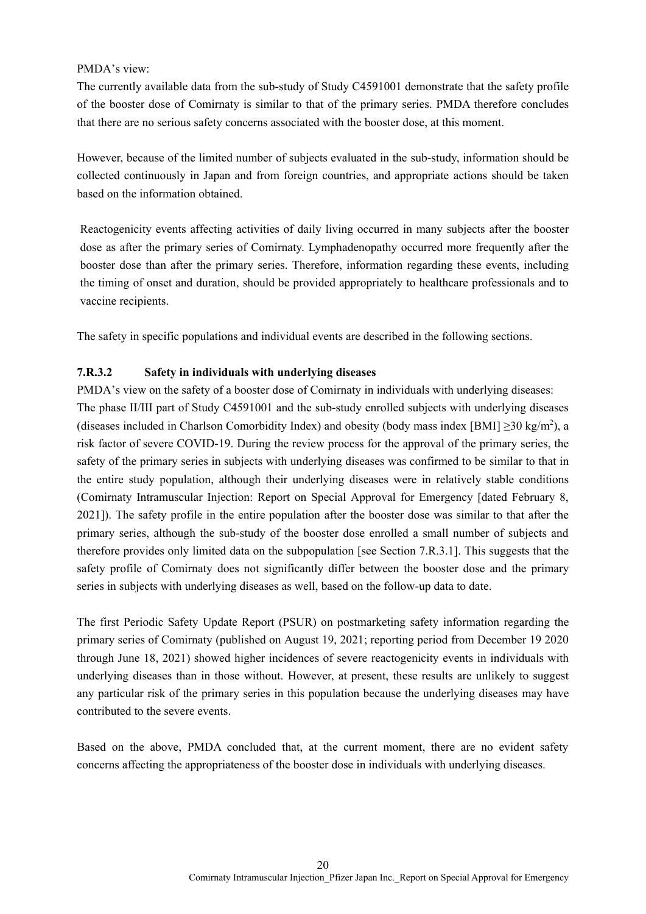PMDA's view:

The currently available data from the sub-study of Study C4591001 demonstrate that the safety profile of the booster dose of Comirnaty is similar to that of the primary series. PMDA therefore concludes that there are no serious safety concerns associated with the booster dose, at this moment.

However, because of the limited number of subjects evaluated in the sub-study, information should be collected continuously in Japan and from foreign countries, and appropriate actions should be taken based on the information obtained.

Reactogenicity events affecting activities of daily living occurred in many subjects after the booster dose as after the primary series of Comirnaty. Lymphadenopathy occurred more frequently after the booster dose than after the primary series. Therefore, information regarding these events, including the timing of onset and duration, should be provided appropriately to healthcare professionals and to vaccine recipients.

The safety in specific populations and individual events are described in the following sections.

### 7.R.3.2 Safety in individuals with underlying diseases

PMDA's view on the safety of a booster dose of Comirnaty in individuals with underlying diseases:

The phase II/III part of Study C4591001 and the sub-study enrolled subjects with underlying diseases (diseases included in Charlson Comorbidity Index) and obesity (body mass index [BMI] $\geq 30$ kg/m$^2$), a risk factor of severe COVID-19. During the review process for the approval of the primary series, the safety of the primary series in subjects with underlying diseases was confirmed to be similar to that in the entire study population, although their underlying diseases were in relatively stable conditions (Comirnaty Intramuscular Injection: Report on Special Approval for Emergency [dated February 8, 2021]). The safety profile in the entire population after the booster dose was similar to that after the primary series, although the sub-study of the booster dose enrolled a small number of subjects and therefore provides only limited data on the subpopulation [see Section 7.R.3.1]. This suggests that the safety profile of Comirnaty does not significantly differ between the booster dose and the primary series in subjects with underlying diseases as well, based on the follow-up data to date.

The first Periodic Safety Update Report (PSUR) on postmarketing safety information regarding the primary series of Comirnaty (published on August 19, 2021; reporting period from December 19 2020 through June 18, 2021) showed higher incidences of severe reactogenicity events in individuals with underlying diseases than in those without. However, at present, these results are unlikely to suggest any particular risk of the primary series in this population because the underlying diseases may have contributed to the severe events.

Based on the above, PMDA concluded that, at the current moment, there are no evident safety concerns affecting the appropriateness of the booster dose in individuals with underlying diseases.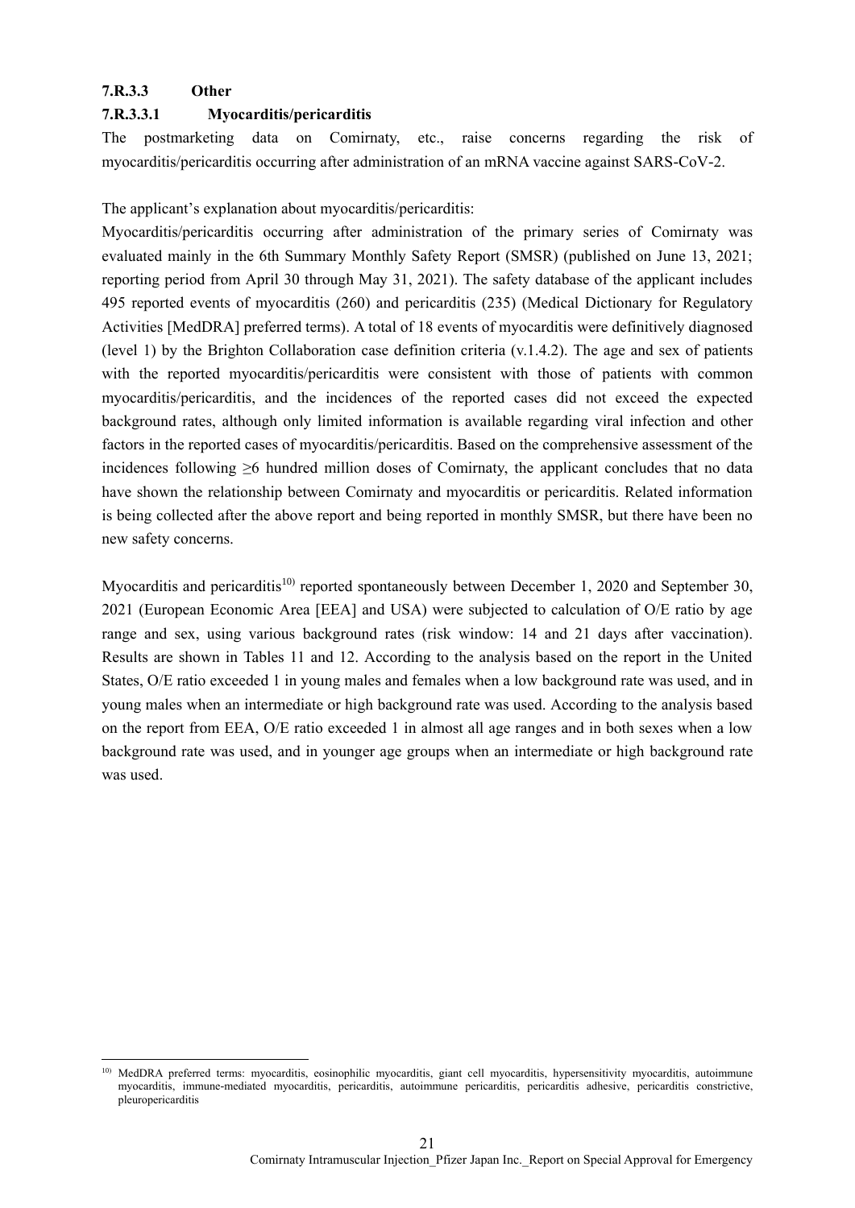### 7.R.3.3 Other

#### 7.R.3.3.1 Myocarditis/pericarditis

The postmarketing data on Comirnaty, etc., raise concerns regarding the risk of myocarditis/pericarditis occurring after administration of an mRNA vaccine against SARS-CoV-2.

The applicant's explanation about myocarditis/pericarditis:

Myocarditis/pericarditis occurring after administration of the primary series of Comirnaty was evaluated mainly in the 6th Summary Monthly Safety Report (SMSR) (published on June 13, 2021; reporting period from April 30 through May 31, 2021). The safety database of the applicant includes 495 reported events of myocarditis (260) and pericarditis (235) (Medical Dictionary for Regulatory Activities [MedDRA] preferred terms). A total of 18 events of myocarditis were definitively diagnosed (level 1) by the Brighton Collaboration case definition criteria (v.1.4.2). The age and sex of patients with the reported myocarditis/pericarditis were consistent with those of patients with common myocarditis/pericarditis, and the incidences of the reported cases did not exceed the expected background rates, although only limited information is available regarding viral infection and other factors in the reported cases of myocarditis/pericarditis. Based on the comprehensive assessment of the incidences following ≥6 hundred million doses of Comirnaty, the applicant concludes that no data have shown the relationship between Comirnaty and myocarditis or pericarditis. Related information is being collected after the above report and being reported in monthly SMSR, but there have been no new safety concerns.

Myocarditis and pericarditis[10] reported spontaneously between December 1, 2020 and September 30, 2021 (European Economic Area [EEA] and USA) were subjected to calculation of O/E ratio by age range and sex, using various background rates (risk window: 14 and 21 days after vaccination). Results are shown in Tables 11 and 12. According to the analysis based on the report in the United States, O/E ratio exceeded 1 in young males and females when a low background rate was used, and in young males when an intermediate or high background rate was used. According to the analysis based on the report from EEA, O/E ratio exceeded 1 in almost all age ranges and in both sexes when a low background rate was used, and in younger age groups when an intermediate or high background rate was used.

---

[10] MedDRA preferred terms: myocarditis, eosinophilic myocarditis, giant cell myocarditis, hypersensitivity myocarditis, autoimmune myocarditis, immune-mediated myocarditis, pericarditis, autoimmune pericarditis, pericarditis adhesive, pericarditis constrictive, pleuropericarditis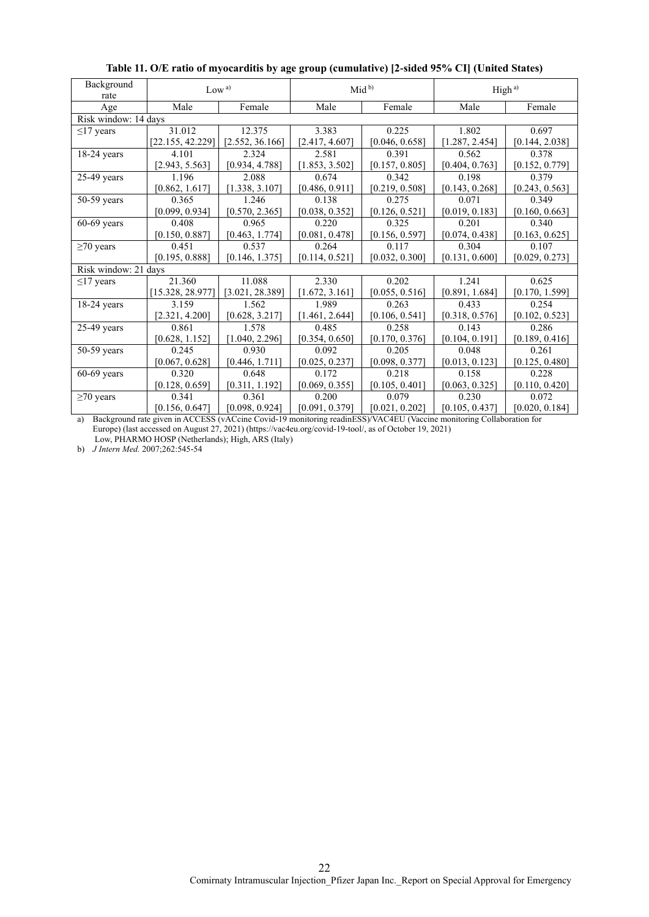**Table 11. O/E ratio of myocarditis by age group (cumulative) [2-sided 95% CI] (United States)**

| Background rate | Low [a)] | | Mid [b)] | | High [a)] | |
|---|---|---|---|---|---|---|
| Age | Male | Female | Male | Female | Male | Female |
| Risk window: 14 days | | | | | | |
| ≤17 years | 31.012 [22.155, 42.229] | 12.375 [2.552, 36.166] | 3.383 [2.417, 4.607] | 0.225 [0.046, 0.658] | 1.802 [1.287, 2.454] | 0.697 [0.144, 2.038] |
| 18-24 years | 4.101 [2.943, 5.563] | 2.324 [0.934, 4.788] | 2.581 [1.853, 3.502] | 0.391 [0.157, 0.805] | 0.562 [0.404, 0.763] | 0.378 [0.152, 0.779] |
| 25-49 years | 1.196 [0.862, 1.617] | 2.088 [1.338, 3.107] | 0.674 [0.486, 0.911] | 0.342 [0.219, 0.508] | 0.198 [0.143, 0.268] | 0.379 [0.243, 0.563] |
| 50-59 years | 0.365 [0.099, 0.934] | 1.246 [0.570, 2.365] | 0.138 [0.038, 0.352] | 0.275 [0.126, 0.521] | 0.071 [0.019, 0.183] | 0.349 [0.160, 0.663] |
| 60-69 years | 0.408 [0.150, 0.887] | 0.965 [0.463, 1.774] | 0.220 [0.081, 0.478] | 0.325 [0.156, 0.597] | 0.201 [0.074, 0.438] | 0.340 [0.163, 0.625] |
| ≥70 years | 0.451 [0.195, 0.888] | 0.537 [0.146, 1.375] | 0.264 [0.114, 0.521] | 0.117 [0.032, 0.300] | 0.304 [0.131, 0.600] | 0.107 [0.029, 0.273] |
| Risk window: 21 days | | | | | | |
| ≤17 years | 21.360 [15.328, 28.977] | 11.088 [3.021, 28.389] | 2.330 [1.672, 3.161] | 0.202 [0.055, 0.516] | 1.241 [0.891, 1.684] | 0.625 [0.170, 1.599] |
| 18-24 years | 3.159 [2.321, 4.200] | 1.562 [0.628, 3.217] | 1.989 [1.461, 2.644] | 0.263 [0.106, 0.541] | 0.433 [0.318, 0.576] | 0.254 [0.102, 0.523] |
| 25-49 years | 0.861 [0.628, 1.152] | 1.578 [1.040, 2.296] | 0.485 [0.354, 0.650] | 0.258 [0.170, 0.376] | 0.143 [0.104, 0.191] | 0.286 [0.189, 0.416] |
| 50-59 years | 0.245 [0.067, 0.628] | 0.930 [0.446, 1.711] | 0.092 [0.025, 0.237] | 0.205 [0.098, 0.377] | 0.048 [0.013, 0.123] | 0.261 [0.125, 0.480] |
| 60-69 years | 0.320 [0.128, 0.659] | 0.648 [0.311, 1.192] | 0.172 [0.069, 0.355] | 0.218 [0.105, 0.401] | 0.158 [0.063, 0.325] | 0.228 [0.110, 0.420] |
| ≥70 years | 0.341 [0.156, 0.647] | 0.361 [0.098, 0.924] | 0.200 [0.091, 0.379] | 0.079 [0.021, 0.202] | 0.230 [0.105, 0.437] | 0.072 [0.020, 0.184] |

a) Background rate given in ACCESS (vACcine Covid-19 monitoring readinESS)/VAC4EU (Vaccine monitoring Collaboration for Europe) (last accessed on August 27, 2021) (https://vac4eu.org/covid-19-tool/, as of October 19, 2021)
Low, PHARMO HOSP (Netherlands); High, ARS (Italy)

b) *J Intern Med.* 2007;262:545-54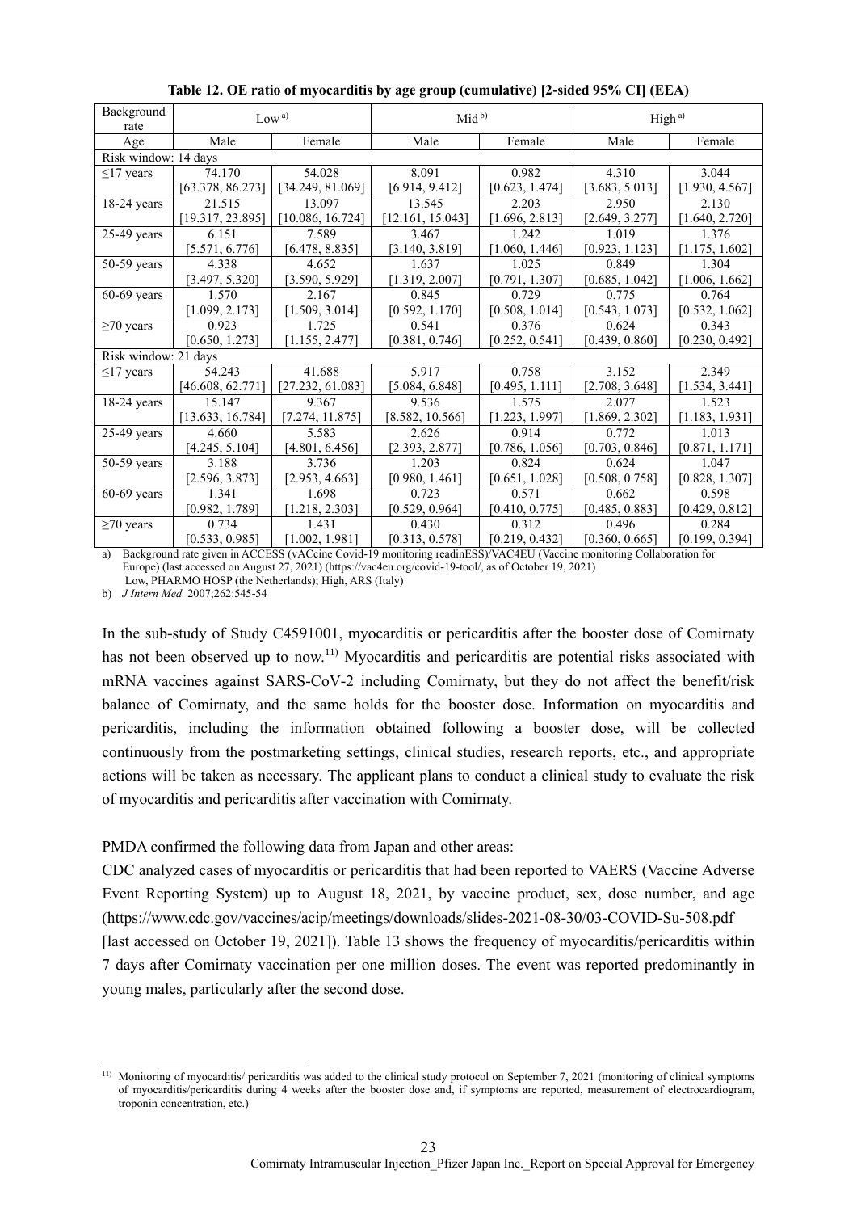**Table 12. OE ratio of myocarditis by age group (cumulative) [2-sided 95% CI] (EEA)**

| Background rate | Low [a)] | | Mid [b)] | | High [a)] | |
|---|---|---|---|---|---|---|
| Age | Male | Female | Male | Female | Male | Female |
| Risk window: 14 days | | | | | | |
| ≤17 years | 74.170 [63.378, 86.273] | 54.028 [34.249, 81.069] | 8.091 [6.914, 9.412] | 0.982 [0.623, 1.474] | 4.310 [3.683, 5.013] | 3.044 [1.930, 4.567] |
| 18-24 years | 21.515 [19.317, 23.895] | 13.097 [10.086, 16.724] | 13.545 [12.161, 15.043] | 2.203 [1.696, 2.813] | 2.950 [2.649, 3.277] | 2.130 [1.640, 2.720] |
| 25-49 years | 6.151 [5.571, 6.776] | 7.589 [6.478, 8.835] | 3.467 [3.140, 3.819] | 1.242 [1.060, 1.446] | 1.019 [0.923, 1.123] | 1.376 [1.175, 1.602] |
| 50-59 years | 4.338 [3.497, 5.320] | 4.652 [3.590, 5.929] | 1.637 [1.319, 2.007] | 1.025 [0.791, 1.307] | 0.849 [0.685, 1.042] | 1.304 [1.006, 1.662] |
| 60-69 years | 1.570 [1.099, 2.173] | 2.167 [1.509, 3.014] | 0.845 [0.592, 1.170] | 0.729 [0.508, 1.014] | 0.775 [0.543, 1.073] | 0.764 [0.532, 1.062] |
| ≥70 years | 0.923 [0.650, 1.273] | 1.725 [1.155, 2.477] | 0.541 [0.381, 0.746] | 0.376 [0.252, 0.541] | 0.624 [0.439, 0.860] | 0.343 [0.230, 0.492] |
| Risk window: 21 days | | | | | | |
| ≤17 years | 54.243 [46.608, 62.771] | 41.688 [27.232, 61.083] | 5.917 [5.084, 6.848] | 0.758 [0.495, 1.111] | 3.152 [2.708, 3.648] | 2.349 [1.534, 3.441] |
| 18-24 years | 15.147 [13.633, 16.784] | 9.367 [7.274, 11.875] | 9.536 [8.582, 10.566] | 1.575 [1.223, 1.997] | 2.077 [1.869, 2.302] | 1.523 [1.183, 1.931] |
| 25-49 years | 4.660 [4.245, 5.104] | 5.583 [4.801, 6.456] | 2.626 [2.393, 2.877] | 0.914 [0.786, 1.056] | 0.772 [0.703, 0.846] | 1.013 [0.871, 1.171] |
| 50-59 years | 3.188 [2.596, 3.873] | 3.736 [2.953, 4.663] | 1.203 [0.980, 1.461] | 0.824 [0.651, 1.028] | 0.624 [0.508, 0.758] | 1.047 [0.828, 1.307] |
| 60-69 years | 1.341 [0.982, 1.789] | 1.698 [1.218, 2.303] | 0.723 [0.529, 0.964] | 0.571 [0.410, 0.775] | 0.662 [0.485, 0.883] | 0.598 [0.429, 0.812] |
| ≥70 years | 0.734 [0.533, 0.985] | 1.431 [1.002, 1.981] | 0.430 [0.313, 0.578] | 0.312 [0.219, 0.432] | 0.496 [0.360, 0.665] | 0.284 [0.199, 0.394] |

a) Background rate given in ACCESS (vACcine Covid-19 monitoring readinESS)/VAC4EU (Vaccine monitoring Collaboration for Europe) (last accessed on August 27, 2021) (https://vac4eu.org/covid-19-tool/, as of October 19, 2021) Low, PHARMO HOSP (the Netherlands); High, ARS (Italy)

b) *J Intern Med.* 2007;262:545-54

In the sub-study of Study C4591001, myocarditis or pericarditis after the booster dose of Comirnaty has not been observed up to now.[11] Myocarditis and pericarditis are potential risks associated with mRNA vaccines against SARS-CoV-2 including Comirnaty, but they do not affect the benefit/risk balance of Comirnaty, and the same holds for the booster dose. Information on myocarditis and pericarditis, including the information obtained following a booster dose, will be collected continuously from the postmarketing settings, clinical studies, research reports, etc., and appropriate actions will be taken as necessary. The applicant plans to conduct a clinical study to evaluate the risk of myocarditis and pericarditis after vaccination with Comirnaty.

PMDA confirmed the following data from Japan and other areas:

CDC analyzed cases of myocarditis or pericarditis that had been reported to VAERS (Vaccine Adverse Event Reporting System) up to August 18, 2021, by vaccine product, sex, dose number, and age (https://www.cdc.gov/vaccines/acip/meetings/downloads/slides-2021-08-30/03-COVID-Su-508.pdf [last accessed on October 19, 2021]). Table 13 shows the frequency of myocarditis/pericarditis within 7 days after Comirnaty vaccination per one million doses. The event was reported predominantly in young males, particularly after the second dose.

[11] Monitoring of myocarditis/ pericarditis was added to the clinical study protocol on September 7, 2021 (monitoring of clinical symptoms of myocarditis/pericarditis during 4 weeks after the booster dose and, if symptoms are reported, measurement of electrocardiogram, troponin concentration, etc.)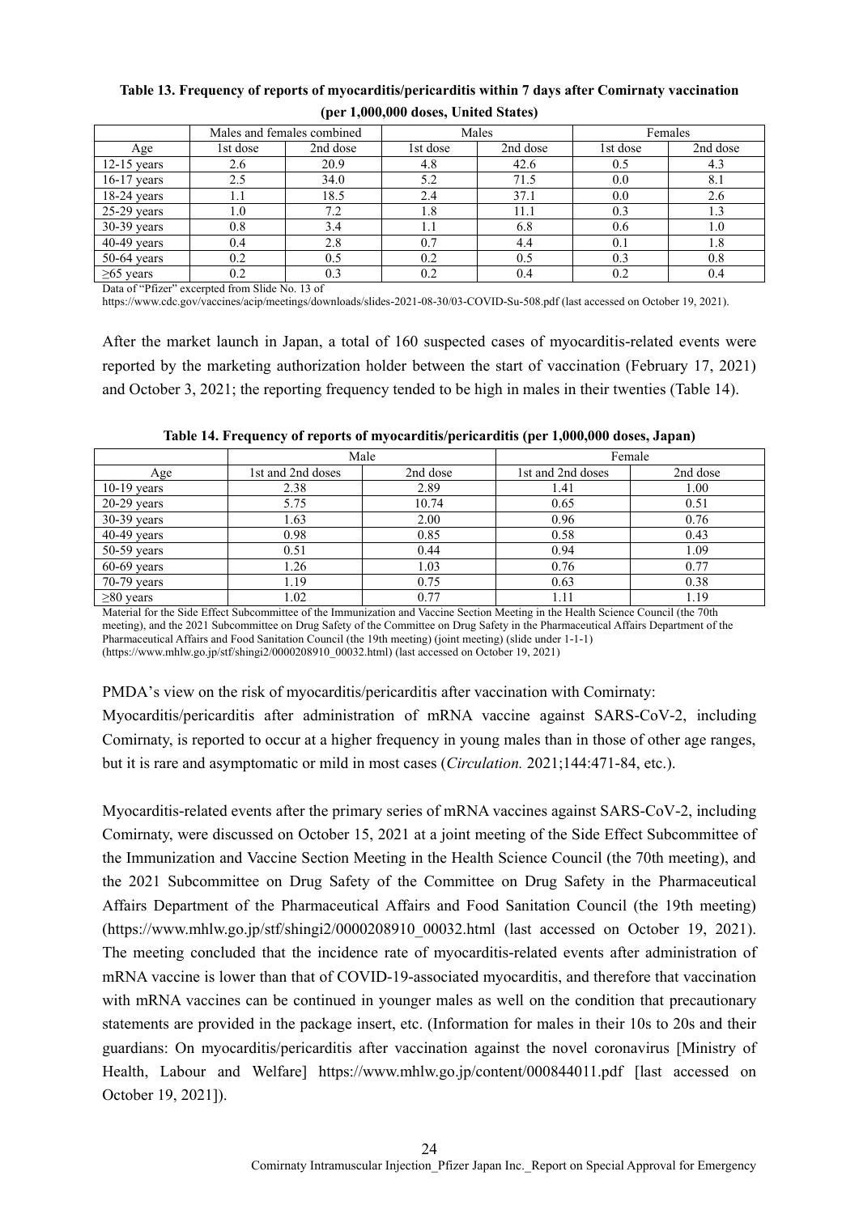**Table 13. Frequency of reports of myocarditis/pericarditis within 7 days after Comirnaty vaccination (per 1,000,000 doses, United States)**

| | Males and females combined | | Males | | Females | |
|---|---|---|---|---|---|---|
| Age | 1st dose | 2nd dose | 1st dose | 2nd dose | 1st dose | 2nd dose |
| 12-15 years | 2.6 | 20.9 | 4.8 | 42.6 | 0.5 | 4.3 |
| 16-17 years | 2.5 | 34.0 | 5.2 | 71.5 | 0.0 | 8.1 |
| 18-24 years | 1.1 | 18.5 | 2.4 | 37.1 | 0.0 | 2.6 |
| 25-29 years | 1.0 | 7.2 | 1.8 | 11.1 | 0.3 | 1.3 |
| 30-39 years | 0.8 | 3.4 | 1.1 | 6.8 | 0.6 | 1.0 |
| 40-49 years | 0.4 | 2.8 | 0.7 | 4.4 | 0.1 | 1.8 |
| 50-64 years | 0.2 | 0.5 | 0.2 | 0.5 | 0.3 | 0.8 |
| ≥65 years | 0.2 | 0.3 | 0.2 | 0.4 | 0.2 | 0.4 |

Data of "Pfizer" excerpted from Slide No. 13 of https://www.cdc.gov/vaccines/acip/meetings/downloads/slides-2021-08-30/03-COVID-Su-508.pdf (last accessed on October 19, 2021).

After the market launch in Japan, a total of 160 suspected cases of myocarditis-related events were reported by the marketing authorization holder between the start of vaccination (February 17, 2021) and October 3, 2021; the reporting frequency tended to be high in males in their twenties (Table 14).

**Table 14. Frequency of reports of myocarditis/pericarditis (per 1,000,000 doses, Japan)**

| | Male | | Female | |
|---|---|---|---|---|
| Age | 1st and 2nd doses | 2nd dose | 1st and 2nd doses | 2nd dose |
| 10-19 years | 2.38 | 2.89 | 1.41 | 1.00 |
| 20-29 years | 5.75 | 10.74 | 0.65 | 0.51 |
| 30-39 years | 1.63 | 2.00 | 0.96 | 0.76 |
| 40-49 years | 0.98 | 0.85 | 0.58 | 0.43 |
| 50-59 years | 0.51 | 0.44 | 0.94 | 1.09 |
| 60-69 years | 1.26 | 1.03 | 0.76 | 0.77 |
| 70-79 years | 1.19 | 0.75 | 0.63 | 0.38 |
| ≥80 years | 1.02 | 0.77 | 1.11 | 1.19 |

Material for the Side Effect Subcommittee of the Immunization and Vaccine Section Meeting in the Health Science Council (the 70th meeting), and the 2021 Subcommittee on Drug Safety of the Committee on Drug Safety in the Pharmaceutical Affairs Department of the Pharmaceutical Affairs and Food Sanitation Council (the 19th meeting) (joint meeting) (slide under 1-1-1) (https://www.mhlw.go.jp/stf/shingi2/0000208910_00032.html) (last accessed on October 19, 2021)

PMDA's view on the risk of myocarditis/pericarditis after vaccination with Comirnaty:
Myocarditis/pericarditis after administration of mRNA vaccine against SARS-CoV-2, including Comirnaty, is reported to occur at a higher frequency in young males than in those of other age ranges, but it is rare and asymptomatic or mild in most cases (*Circulation.* 2021;144:471-84, etc.).

Myocarditis-related events after the primary series of mRNA vaccines against SARS-CoV-2, including Comirnaty, were discussed on October 15, 2021 at a joint meeting of the Side Effect Subcommittee of the Immunization and Vaccine Section Meeting in the Health Science Council (the 70th meeting), and the 2021 Subcommittee on Drug Safety of the Committee on Drug Safety in the Pharmaceutical Affairs Department of the Pharmaceutical Affairs and Food Sanitation Council (the 19th meeting) (https://www.mhlw.go.jp/stf/shingi2/0000208910_00032.html (last accessed on October 19, 2021). The meeting concluded that the incidence rate of myocarditis-related events after administration of mRNA vaccine is lower than that of COVID-19-associated myocarditis, and therefore that vaccination with mRNA vaccines can be continued in younger males as well on the condition that precautionary statements are provided in the package insert, etc. (Information for males in their 10s to 20s and their guardians: On myocarditis/pericarditis after vaccination against the novel coronavirus [Ministry of Health, Labour and Welfare] https://www.mhlw.go.jp/content/000844011.pdf [last accessed on October 19, 2021]).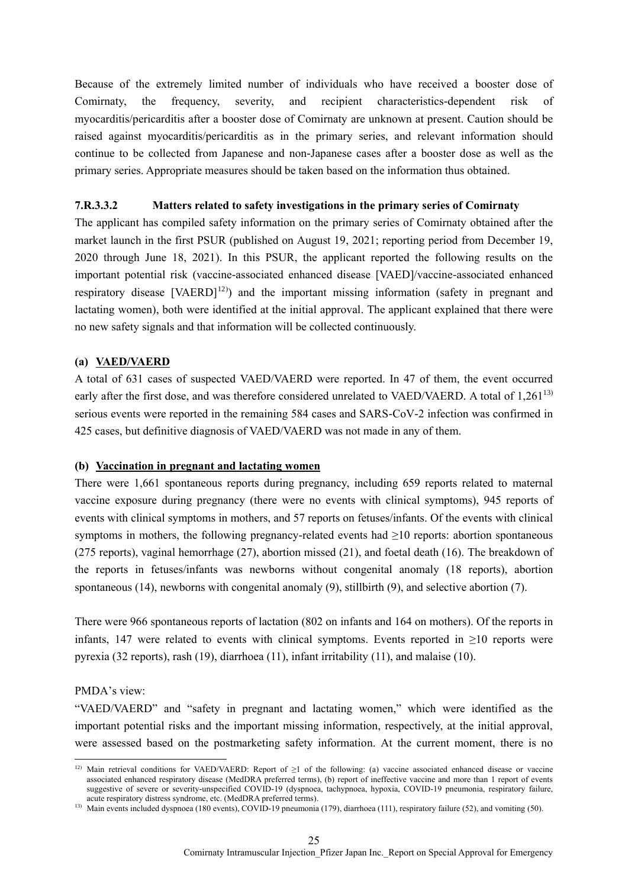Because of the extremely limited number of individuals who have received a booster dose of Comirnaty, the frequency, severity, and recipient characteristics-dependent risk of myocarditis/pericarditis after a booster dose of Comirnaty are unknown at present. Caution should be raised against myocarditis/pericarditis as in the primary series, and relevant information should continue to be collected from Japanese and non-Japanese cases after a booster dose as well as the primary series. Appropriate measures should be taken based on the information thus obtained.

#### 7.R.3.3.2 Matters related to safety investigations in the primary series of Comirnaty

The applicant has compiled safety information on the primary series of Comirnaty obtained after the market launch in the first PSUR (published on August 19, 2021; reporting period from December 19, 2020 through June 18, 2021). In this PSUR, the applicant reported the following results on the important potential risk (vaccine-associated enhanced disease [VAED]/vaccine-associated enhanced respiratory disease [VAERD][12]) and the important missing information (safety in pregnant and lactating women), both were identified at the initial approval. The applicant explained that there were no new safety signals and that information will be collected continuously.

**(a) VAED/VAERD**

A total of 631 cases of suspected VAED/VAERD were reported. In 47 of them, the event occurred early after the first dose, and was therefore considered unrelated to VAED/VAERD. A total of 1,261[13] serious events were reported in the remaining 584 cases and SARS-CoV-2 infection was confirmed in 425 cases, but definitive diagnosis of VAED/VAERD was not made in any of them.

**(b) Vaccination in pregnant and lactating women**

There were 1,661 spontaneous reports during pregnancy, including 659 reports related to maternal vaccine exposure during pregnancy (there were no events with clinical symptoms), 945 reports of events with clinical symptoms in mothers, and 57 reports on fetuses/infants. Of the events with clinical symptoms in mothers, the following pregnancy-related events had ≥10 reports: abortion spontaneous (275 reports), vaginal hemorrhage (27), abortion missed (21), and foetal death (16). The breakdown of the reports in fetuses/infants was newborns without congenital anomaly (18 reports), abortion spontaneous (14), newborns with congenital anomaly (9), stillbirth (9), and selective abortion (7).

There were 966 spontaneous reports of lactation (802 on infants and 164 on mothers). Of the reports in infants, 147 were related to events with clinical symptoms. Events reported in ≥10 reports were pyrexia (32 reports), rash (19), diarrhoea (11), infant irritability (11), and malaise (10).

PMDA's view:

"VAED/VAERD" and "safety in pregnant and lactating women," which were identified as the important potential risks and the important missing information, respectively, at the initial approval, were assessed based on the postmarketing safety information. At the current moment, there is no

[12] Main retrieval conditions for VAED/VAERD: Report of ≥1 of the following: (a) vaccine associated enhanced disease or vaccine associated enhanced respiratory disease (MedDRA preferred terms), (b) report of ineffective vaccine and more than 1 report of events suggestive of severe or severity-unspecified COVID-19 (dyspnoea, tachypnoea, hypoxia, COVID-19 pneumonia, respiratory failure, acute respiratory distress syndrome, etc. (MedDRA preferred terms).

[13] Main events included dyspnoea (180 events), COVID-19 pneumonia (179), diarrhoea (111), respiratory failure (52), and vomiting (50).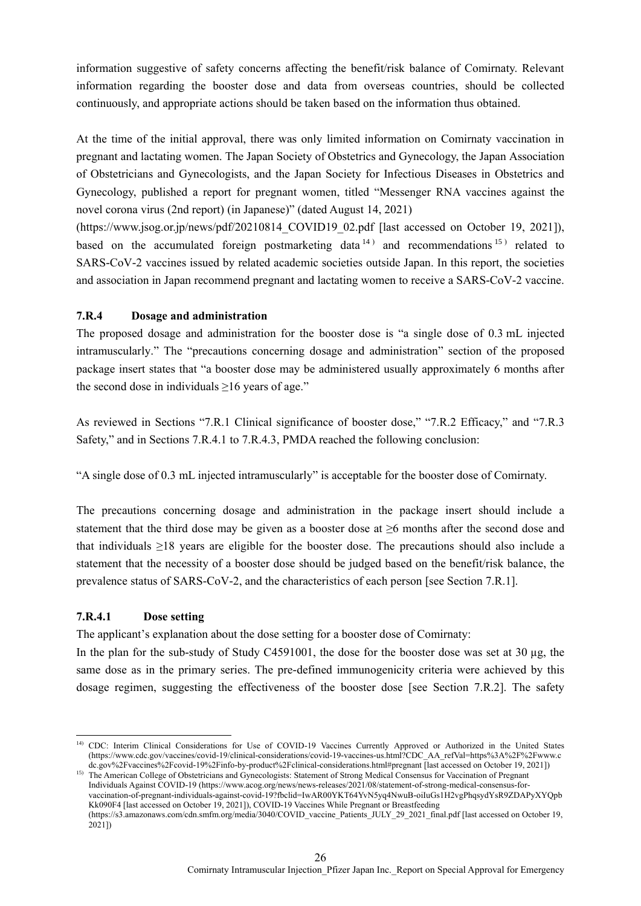information suggestive of safety concerns affecting the benefit/risk balance of Comirnaty. Relevant information regarding the booster dose and data from overseas countries, should be collected continuously, and appropriate actions should be taken based on the information thus obtained.

At the time of the initial approval, there was only limited information on Comirnaty vaccination in pregnant and lactating women. The Japan Society of Obstetrics and Gynecology, the Japan Association of Obstetricians and Gynecologists, and the Japan Society for Infectious Diseases in Obstetrics and Gynecology, published a report for pregnant women, titled "Messenger RNA vaccines against the novel corona virus (2nd report) (in Japanese)" (dated August 14, 2021) (https://www.jsog.or.jp/news/pdf/20210814_COVID19_02.pdf [last accessed on October 19, 2021]), based on the accumulated foreign postmarketing data[14)] and recommendations[15)] related to SARS-CoV-2 vaccines issued by related academic societies outside Japan. In this report, the societies and association in Japan recommend pregnant and lactating women to receive a SARS-CoV-2 vaccine.

### 7.R.4 Dosage and administration

The proposed dosage and administration for the booster dose is "a single dose of 0.3 mL injected intramuscularly." The "precautions concerning dosage and administration" section of the proposed package insert states that "a booster dose may be administered usually approximately 6 months after the second dose in individuals ≥16 years of age."

As reviewed in Sections "7.R.1 Clinical significance of booster dose," "7.R.2 Efficacy," and "7.R.3 Safety," and in Sections 7.R.4.1 to 7.R.4.3, PMDA reached the following conclusion:

"A single dose of 0.3 mL injected intramuscularly" is acceptable for the booster dose of Comirnaty.

The precautions concerning dosage and administration in the package insert should include a statement that the third dose may be given as a booster dose at ≥6 months after the second dose and that individuals ≥18 years are eligible for the booster dose. The precautions should also include a statement that the necessity of a booster dose should be judged based on the benefit/risk balance, the prevalence status of SARS-CoV-2, and the characteristics of each person [see Section 7.R.1].

#### 7.R.4.1 Dose setting

The applicant's explanation about the dose setting for a booster dose of Comirnaty:

In the plan for the sub-study of Study C4591001, the dose for the booster dose was set at 30 µg, the same dose as in the primary series. The pre-defined immunogenicity criteria were achieved by this dosage regimen, suggesting the effectiveness of the booster dose [see Section 7.R.2]. The safety

---

14) CDC: Interim Clinical Considerations for Use of COVID-19 Vaccines Currently Approved or Authorized in the United States (https://www.cdc.gov/vaccines/covid-19/clinical-considerations/covid-19-vaccines-us.html?CDC_AA_refVal=https%3A%2F%2Fwww.cdc.gov%2Fvaccines%2Fcovid-19%2Finfo-by-product%2Fclinical-considerations.html#pregnant [last accessed on October 19, 2021])

15) The American College of Obstetricians and Gynecologists: Statement of Strong Medical Consensus for Vaccination of Pregnant Individuals Against COVID-19 (https://www.acog.org/news/news-releases/2021/08/statement-of-strong-medical-consensus-for-vaccination-of-pregnant-individuals-against-covid-19?fbclid=IwAR00YKT64YvN5yq4NwuB-oiIuGs1H2vgPhqsydYsR9ZDAPyXYQpbKk090F4 [last accessed on October 19, 2021]), COVID-19 Vaccines While Pregnant or Breastfeeding (https://s3.amazonaws.com/cdn.smfm.org/media/3040/COVID_vaccine_Patients_JULY_29_2021_final.pdf [last accessed on October 19, 2021])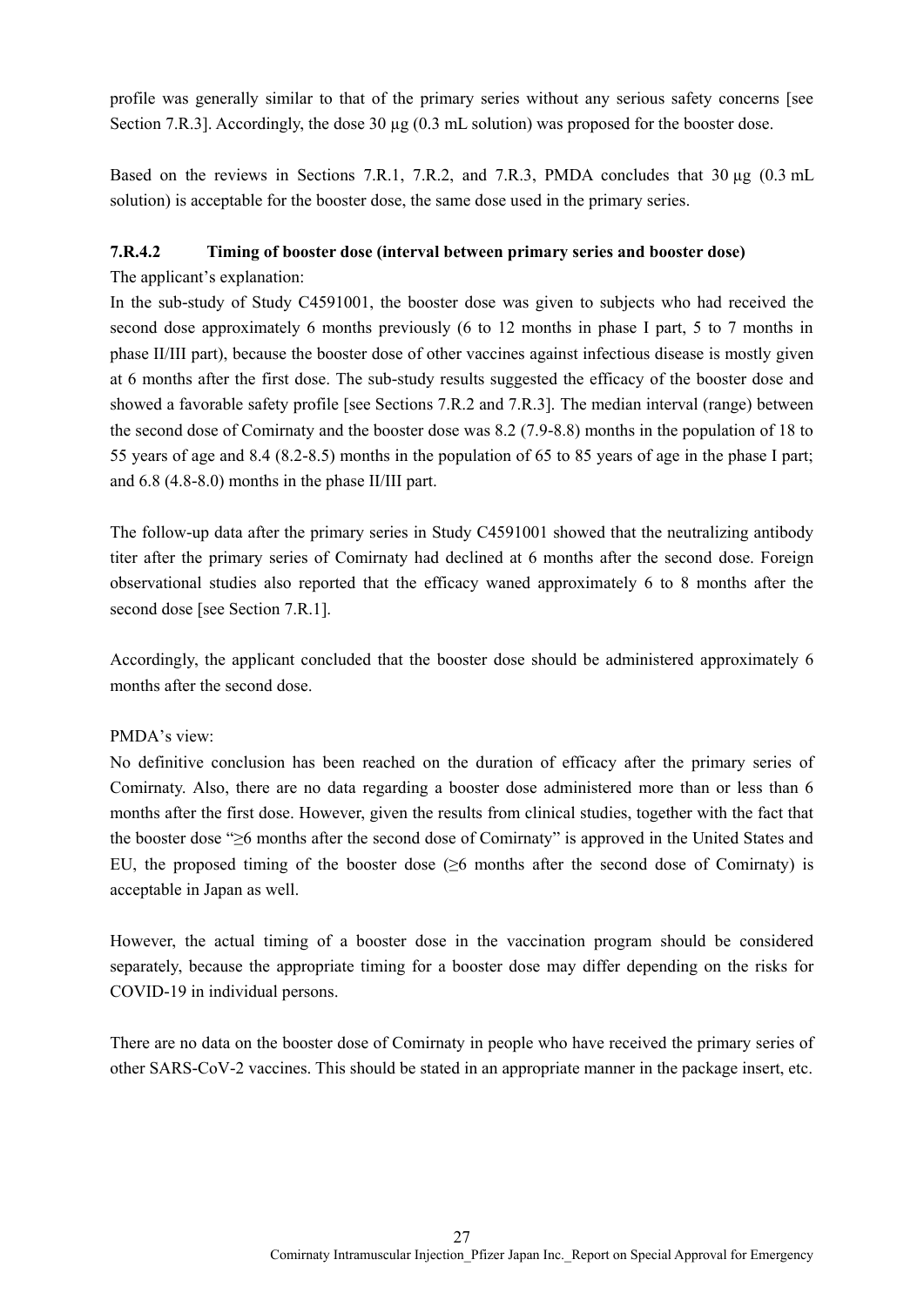profile was generally similar to that of the primary series without any serious safety concerns [see Section 7.R.3]. Accordingly, the dose 30 µg (0.3 mL solution) was proposed for the booster dose.

Based on the reviews in Sections 7.R.1, 7.R.2, and 7.R.3, PMDA concludes that 30 µg (0.3 mL solution) is acceptable for the booster dose, the same dose used in the primary series.

#### 7.R.4.2 Timing of booster dose (interval between primary series and booster dose)

The applicant's explanation:

In the sub-study of Study C4591001, the booster dose was given to subjects who had received the second dose approximately 6 months previously (6 to 12 months in phase I part, 5 to 7 months in phase II/III part), because the booster dose of other vaccines against infectious disease is mostly given at 6 months after the first dose. The sub-study results suggested the efficacy of the booster dose and showed a favorable safety profile [see Sections 7.R.2 and 7.R.3]. The median interval (range) between the second dose of Comirnaty and the booster dose was 8.2 (7.9-8.8) months in the population of 18 to 55 years of age and 8.4 (8.2-8.5) months in the population of 65 to 85 years of age in the phase I part; and 6.8 (4.8-8.0) months in the phase II/III part.

The follow-up data after the primary series in Study C4591001 showed that the neutralizing antibody titer after the primary series of Comirnaty had declined at 6 months after the second dose. Foreign observational studies also reported that the efficacy waned approximately 6 to 8 months after the second dose [see Section 7.R.1].

Accordingly, the applicant concluded that the booster dose should be administered approximately 6 months after the second dose.

PMDA's view:

No definitive conclusion has been reached on the duration of efficacy after the primary series of Comirnaty. Also, there are no data regarding a booster dose administered more than or less than 6 months after the first dose. However, given the results from clinical studies, together with the fact that the booster dose "≥6 months after the second dose of Comirnaty" is approved in the United States and EU, the proposed timing of the booster dose (≥6 months after the second dose of Comirnaty) is acceptable in Japan as well.

However, the actual timing of a booster dose in the vaccination program should be considered separately, because the appropriate timing for a booster dose may differ depending on the risks for COVID-19 in individual persons.

There are no data on the booster dose of Comirnaty in people who have received the primary series of other SARS-CoV-2 vaccines. This should be stated in an appropriate manner in the package insert, etc.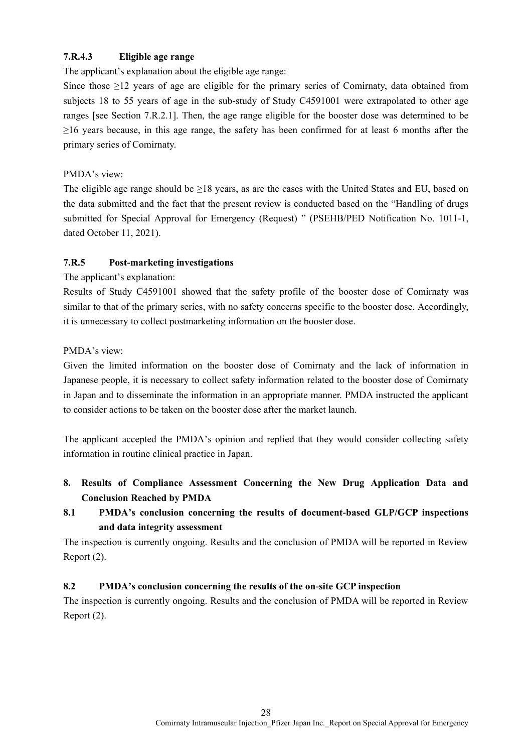#### 7.R.4.3 Eligible age range

The applicant's explanation about the eligible age range:

Since those ≥12 years of age are eligible for the primary series of Comirnaty, data obtained from subjects 18 to 55 years of age in the sub-study of Study C4591001 were extrapolated to other age ranges [see Section 7.R.2.1]. Then, the age range eligible for the booster dose was determined to be ≥16 years because, in this age range, the safety has been confirmed for at least 6 months after the primary series of Comirnaty.

PMDA's view:

The eligible age range should be ≥18 years, as are the cases with the United States and EU, based on the data submitted and the fact that the present review is conducted based on the "Handling of drugs submitted for Special Approval for Emergency (Request) " (PSEHB/PED Notification No. 1011-1, dated October 11, 2021).

### 7.R.5 Post-marketing investigations

The applicant's explanation:

Results of Study C4591001 showed that the safety profile of the booster dose of Comirnaty was similar to that of the primary series, with no safety concerns specific to the booster dose. Accordingly, it is unnecessary to collect postmarketing information on the booster dose.

PMDA's view:

Given the limited information on the booster dose of Comirnaty and the lack of information in Japanese people, it is necessary to collect safety information related to the booster dose of Comirnaty in Japan and to disseminate the information in an appropriate manner. PMDA instructed the applicant to consider actions to be taken on the booster dose after the market launch.

The applicant accepted the PMDA's opinion and replied that they would consider collecting safety information in routine clinical practice in Japan.

## 8. Results of Compliance Assessment Concerning the New Drug Application Data and Conclusion Reached by PMDA

### 8.1 PMDA's conclusion concerning the results of document-based GLP/GCP inspections and data integrity assessment

The inspection is currently ongoing. Results and the conclusion of PMDA will be reported in Review Report (2).

### 8.2 PMDA's conclusion concerning the results of the on-site GCP inspection

The inspection is currently ongoing. Results and the conclusion of PMDA will be reported in Review Report (2).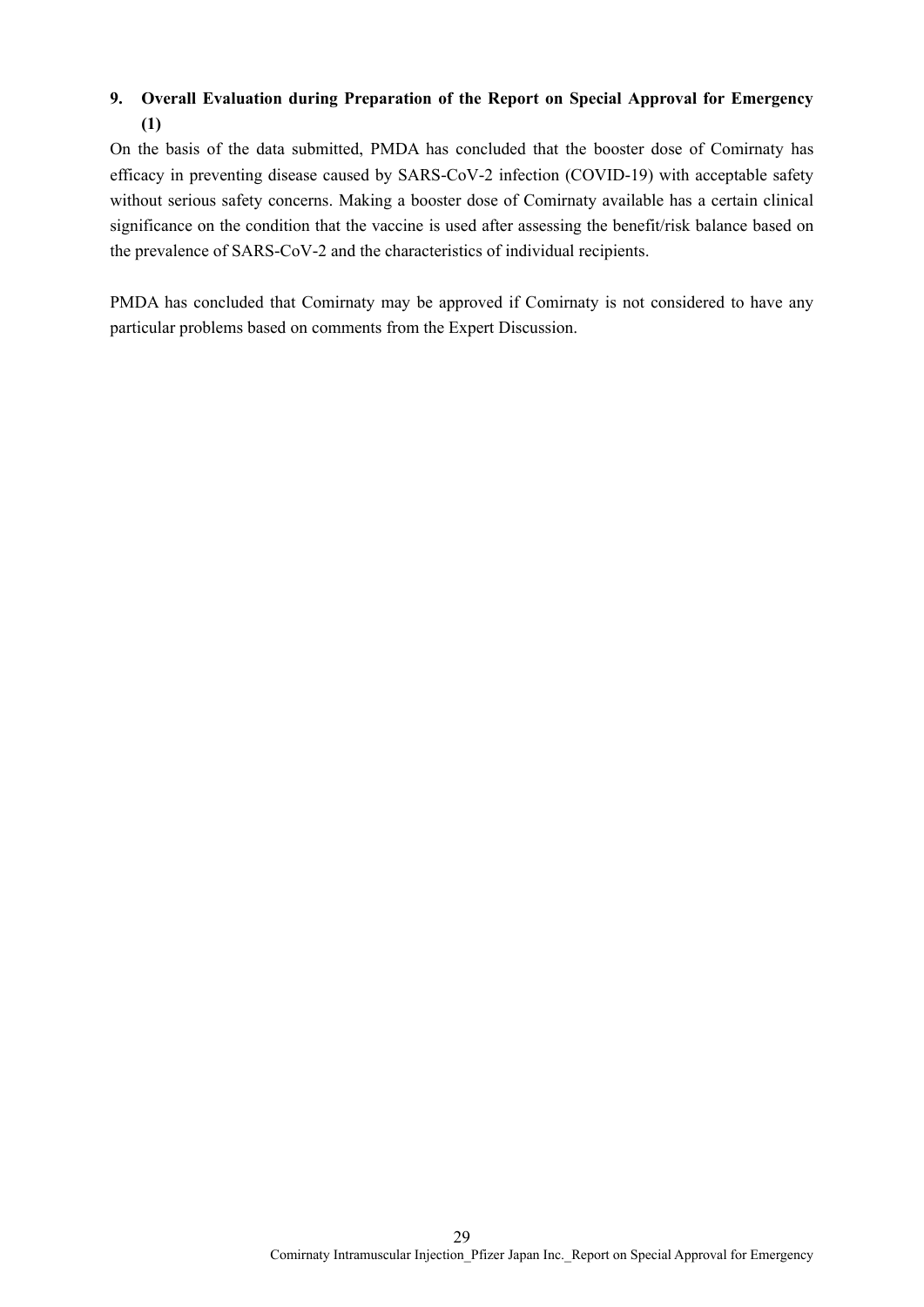## 9. Overall Evaluation during Preparation of the Report on Special Approval for Emergency (1)

On the basis of the data submitted, PMDA has concluded that the booster dose of Comirnaty has efficacy in preventing disease caused by SARS-CoV-2 infection (COVID-19) with acceptable safety without serious safety concerns. Making a booster dose of Comirnaty available has a certain clinical significance on the condition that the vaccine is used after assessing the benefit/risk balance based on the prevalence of SARS-CoV-2 and the characteristics of individual recipients.

PMDA has concluded that Comirnaty may be approved if Comirnaty is not considered to have any particular problems based on comments from the Expert Discussion.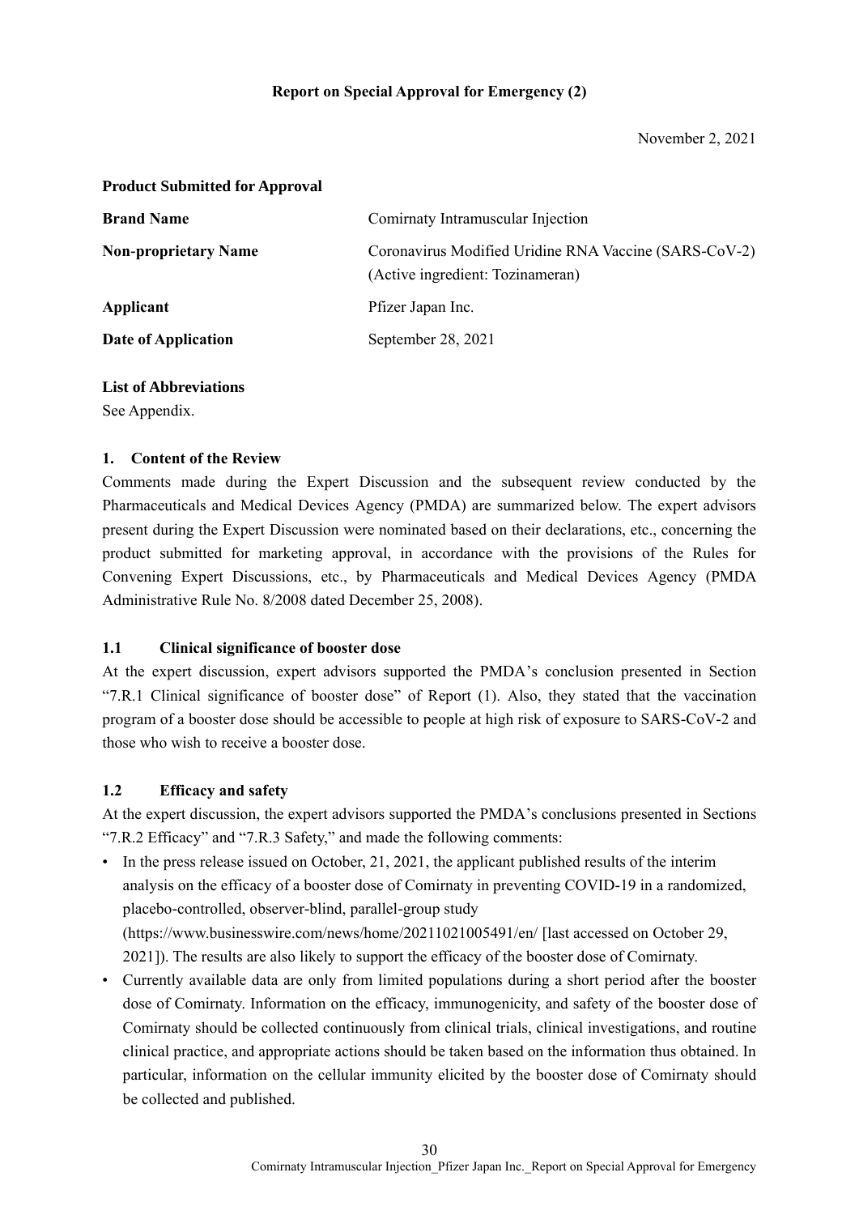**Report on Special Approval for Emergency (2)**

November 2, 2021

**Product Submitted for Approval**

| | |
|---|---|
| **Brand Name** | Comirnaty Intramuscular Injection |
| **Non-proprietary Name** | Coronavirus Modified Uridine RNA Vaccine (SARS-CoV-2) (Active ingredient: Tozinameran) |
| **Applicant** | Pfizer Japan Inc. |
| **Date of Application** | September 28, 2021 |

**List of Abbreviations**

See Appendix.

## 1. Content of the Review

Comments made during the Expert Discussion and the subsequent review conducted by the Pharmaceuticals and Medical Devices Agency (PMDA) are summarized below. The expert advisors present during the Expert Discussion were nominated based on their declarations, etc., concerning the product submitted for marketing approval, in accordance with the provisions of the Rules for Convening Expert Discussions, etc., by Pharmaceuticals and Medical Devices Agency (PMDA Administrative Rule No. 8/2008 dated December 25, 2008).

### 1.1 Clinical significance of booster dose

At the expert discussion, expert advisors supported the PMDA's conclusion presented in Section "7.R.1 Clinical significance of booster dose" of Report (1). Also, they stated that the vaccination program of a booster dose should be accessible to people at high risk of exposure to SARS-CoV-2 and those who wish to receive a booster dose.

### 1.2 Efficacy and safety

At the expert discussion, the expert advisors supported the PMDA's conclusions presented in Sections "7.R.2 Efficacy" and "7.R.3 Safety," and made the following comments:

- In the press release issued on October, 21, 2021, the applicant published results of the interim analysis on the efficacy of a booster dose of Comirnaty in preventing COVID-19 in a randomized, placebo-controlled, observer-blind, parallel-group study (https://www.businesswire.com/news/home/20211021005491/en/ [last accessed on October 29, 2021]). The results are also likely to support the efficacy of the booster dose of Comirnaty.
- Currently available data are only from limited populations during a short period after the booster dose of Comirnaty. Information on the efficacy, immunogenicity, and safety of the booster dose of Comirnaty should be collected continuously from clinical trials, clinical investigations, and routine clinical practice, and appropriate actions should be taken based on the information thus obtained. In particular, information on the cellular immunity elicited by the booster dose of Comirnaty should be collected and published.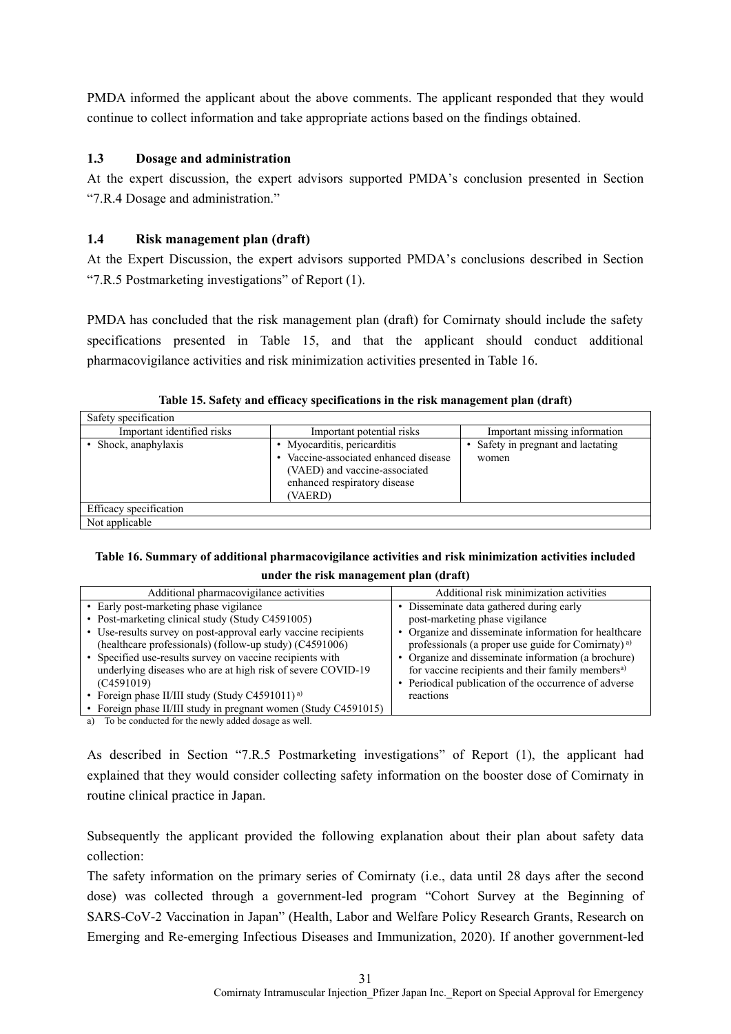PMDA informed the applicant about the above comments. The applicant responded that they would continue to collect information and take appropriate actions based on the findings obtained.

### 1.3 Dosage and administration

At the expert discussion, the expert advisors supported PMDA's conclusion presented in Section "7.R.4 Dosage and administration."

### 1.4 Risk management plan (draft)

At the Expert Discussion, the expert advisors supported PMDA's conclusions described in Section "7.R.5 Postmarketing investigations" of Report (1).

PMDA has concluded that the risk management plan (draft) for Comirnaty should include the safety specifications presented in Table 15, and that the applicant should conduct additional pharmacovigilance activities and risk minimization activities presented in Table 16.

**Table 15. Safety and efficacy specifications in the risk management plan (draft)**

| Safety specification | | |
|---|---|---|
| Important identified risks | Important potential risks | Important missing information |
| • Shock, anaphylaxis | • Myocarditis, pericarditis<br>• Vaccine-associated enhanced disease (VAED) and vaccine-associated enhanced respiratory disease (VAERD) | • Safety in pregnant and lactating women |
| Efficacy specification | | |
| Not applicable | | |

**Table 16. Summary of additional pharmacovigilance activities and risk minimization activities included under the risk management plan (draft)**

| Additional pharmacovigilance activities | Additional risk minimization activities |
|---|---|
| • Early post-marketing phase vigilance<br>• Post-marketing clinical study (Study C4591005)<br>• Use-results survey on post-approval early vaccine recipients (healthcare professionals) (follow-up study) (C4591006)<br>• Specified use-results survey on vaccine recipients with underlying diseases who are at high risk of severe COVID-19 (C4591019)<br>• Foreign phase II/III study (Study C4591011)[a)]<br>• Foreign phase II/III study in pregnant women (Study C4591015) | • Disseminate data gathered during early post-marketing phase vigilance<br>• Organize and disseminate information for healthcare professionals (a proper use guide for Comirnaty)[a)]<br>• Organize and disseminate information (a brochure) for vaccine recipients and their family members[a)]<br>• Periodical publication of the occurrence of adverse reactions |

a) To be conducted for the newly added dosage as well.

As described in Section "7.R.5 Postmarketing investigations" of Report (1), the applicant had explained that they would consider collecting safety information on the booster dose of Comirnaty in routine clinical practice in Japan.

Subsequently the applicant provided the following explanation about their plan about safety data collection:

The safety information on the primary series of Comirnaty (i.e., data until 28 days after the second dose) was collected through a government-led program "Cohort Survey at the Beginning of SARS-CoV-2 Vaccination in Japan" (Health, Labor and Welfare Policy Research Grants, Research on Emerging and Re-emerging Infectious Diseases and Immunization, 2020). If another government-led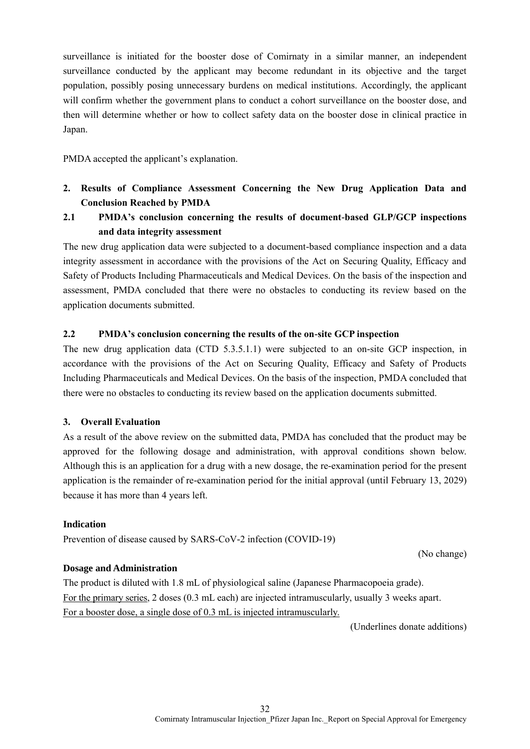surveillance is initiated for the booster dose of Comirnaty in a similar manner, an independent surveillance conducted by the applicant may become redundant in its objective and the target population, possibly posing unnecessary burdens on medical institutions. Accordingly, the applicant will confirm whether the government plans to conduct a cohort surveillance on the booster dose, and then will determine whether or how to collect safety data on the booster dose in clinical practice in Japan.

PMDA accepted the applicant's explanation.

## 2. Results of Compliance Assessment Concerning the New Drug Application Data and Conclusion Reached by PMDA

### 2.1 PMDA's conclusion concerning the results of document-based GLP/GCP inspections and data integrity assessment

The new drug application data were subjected to a document-based compliance inspection and a data integrity assessment in accordance with the provisions of the Act on Securing Quality, Efficacy and Safety of Products Including Pharmaceuticals and Medical Devices. On the basis of the inspection and assessment, PMDA concluded that there were no obstacles to conducting its review based on the application documents submitted.

### 2.2 PMDA's conclusion concerning the results of the on-site GCP inspection

The new drug application data (CTD 5.3.5.1.1) were subjected to an on-site GCP inspection, in accordance with the provisions of the Act on Securing Quality, Efficacy and Safety of Products Including Pharmaceuticals and Medical Devices. On the basis of the inspection, PMDA concluded that there were no obstacles to conducting its review based on the application documents submitted.

## 3. Overall Evaluation

As a result of the above review on the submitted data, PMDA has concluded that the product may be approved for the following dosage and administration, with approval conditions shown below. Although this is an application for a drug with a new dosage, the re-examination period for the present application is the remainder of re-examination period for the initial approval (until February 13, 2029) because it has more than 4 years left.

**Indication**

Prevention of disease caused by SARS-CoV-2 infection (COVID-19)

(No change)

**Dosage and Administration**

The product is diluted with 1.8 mL of physiological saline (Japanese Pharmacopoeia grade).
<u>For the primary series,</u> 2 doses (0.3 mL each) are injected intramuscularly, usually 3 weeks apart.
<u>For a booster dose, a single dose of 0.3 mL is injected intramuscularly.</u>

(Underlines donate additions)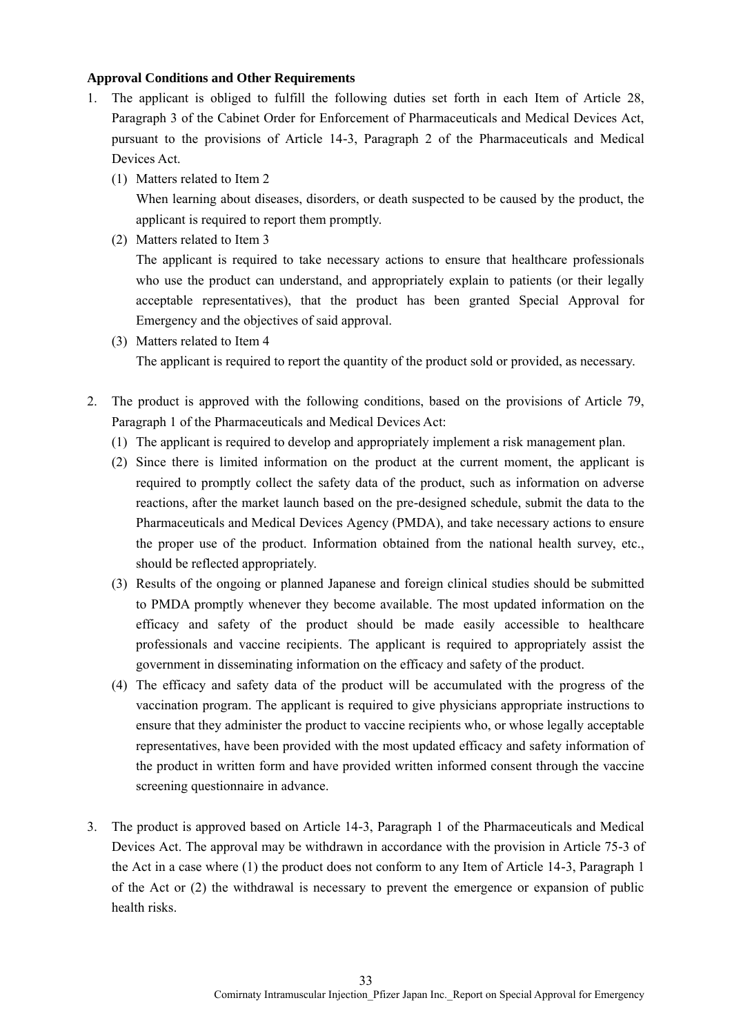**Approval Conditions and Other Requirements**

1. The applicant is obliged to fulfill the following duties set forth in each Item of Article 28, Paragraph 3 of the Cabinet Order for Enforcement of Pharmaceuticals and Medical Devices Act, pursuant to the provisions of Article 14-3, Paragraph 2 of the Pharmaceuticals and Medical Devices Act.
   (1) Matters related to Item 2
   When learning about diseases, disorders, or death suspected to be caused by the product, the applicant is required to report them promptly.
   (2) Matters related to Item 3
   The applicant is required to take necessary actions to ensure that healthcare professionals who use the product can understand, and appropriately explain to patients (or their legally acceptable representatives), that the product has been granted Special Approval for Emergency and the objectives of said approval.
   (3) Matters related to Item 4
   The applicant is required to report the quantity of the product sold or provided, as necessary.

2. The product is approved with the following conditions, based on the provisions of Article 79, Paragraph 1 of the Pharmaceuticals and Medical Devices Act:
   (1) The applicant is required to develop and appropriately implement a risk management plan.
   (2) Since there is limited information on the product at the current moment, the applicant is required to promptly collect the safety data of the product, such as information on adverse reactions, after the market launch based on the pre-designed schedule, submit the data to the Pharmaceuticals and Medical Devices Agency (PMDA), and take necessary actions to ensure the proper use of the product. Information obtained from the national health survey, etc., should be reflected appropriately.
   (3) Results of the ongoing or planned Japanese and foreign clinical studies should be submitted to PMDA promptly whenever they become available. The most updated information on the efficacy and safety of the product should be made easily accessible to healthcare professionals and vaccine recipients. The applicant is required to appropriately assist the government in disseminating information on the efficacy and safety of the product.
   (4) The efficacy and safety data of the product will be accumulated with the progress of the vaccination program. The applicant is required to give physicians appropriate instructions to ensure that they administer the product to vaccine recipients who, or whose legally acceptable representatives, have been provided with the most updated efficacy and safety information of the product in written form and have provided written informed consent through the vaccine screening questionnaire in advance.

3. The product is approved based on Article 14-3, Paragraph 1 of the Pharmaceuticals and Medical Devices Act. The approval may be withdrawn in accordance with the provision in Article 75-3 of the Act in a case where (1) the product does not conform to any Item of Article 14-3, Paragraph 1 of the Act or (2) the withdrawal is necessary to prevent the emergence or expansion of public health risks.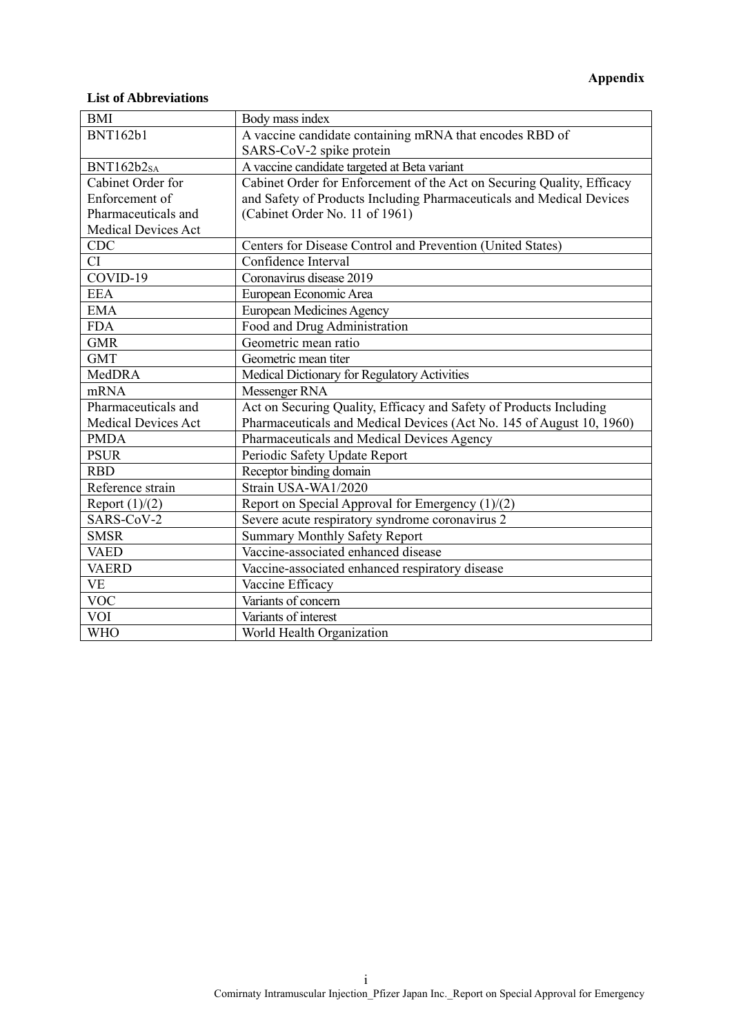**Appendix**

**List of Abbreviations**

| | |
|---|---|
| BMI | Body mass index |
| BNT162b1 | A vaccine candidate containing mRNA that encodes RBD of SARS-CoV-2 spike protein |
| $BNT162b2_{SA}$ | A vaccine candidate targeted at Beta variant |
| Cabinet Order for Enforcement of Pharmaceuticals and Medical Devices Act | Cabinet Order for Enforcement of the Act on Securing Quality, Efficacy and Safety of Products Including Pharmaceuticals and Medical Devices (Cabinet Order No. 11 of 1961) |
| CDC | Centers for Disease Control and Prevention (United States) |
| CI | Confidence Interval |
| COVID-19 | Coronavirus disease 2019 |
| EEA | European Economic Area |
| EMA | European Medicines Agency |
| FDA | Food and Drug Administration |
| GMR | Geometric mean ratio |
| GMT | Geometric mean titer |
| MedDRA | Medical Dictionary for Regulatory Activities |
| mRNA | Messenger RNA |
| Pharmaceuticals and Medical Devices Act | Act on Securing Quality, Efficacy and Safety of Products Including Pharmaceuticals and Medical Devices (Act No. 145 of August 10, 1960) |
| PMDA | Pharmaceuticals and Medical Devices Agency |
| PSUR | Periodic Safety Update Report |
| RBD | Receptor binding domain |
| Reference strain | Strain USA-WA1/2020 |
| Report (1)/(2) | Report on Special Approval for Emergency (1)/(2) |
| SARS-CoV-2 | Severe acute respiratory syndrome coronavirus 2 |
| SMSR | Summary Monthly Safety Report |
| VAED | Vaccine-associated enhanced disease |
| VAERD | Vaccine-associated enhanced respiratory disease |
| VE | Vaccine Efficacy |
| VOC | Variants of concern |
| VOI | Variants of interest |
| WHO | World Health Organization |